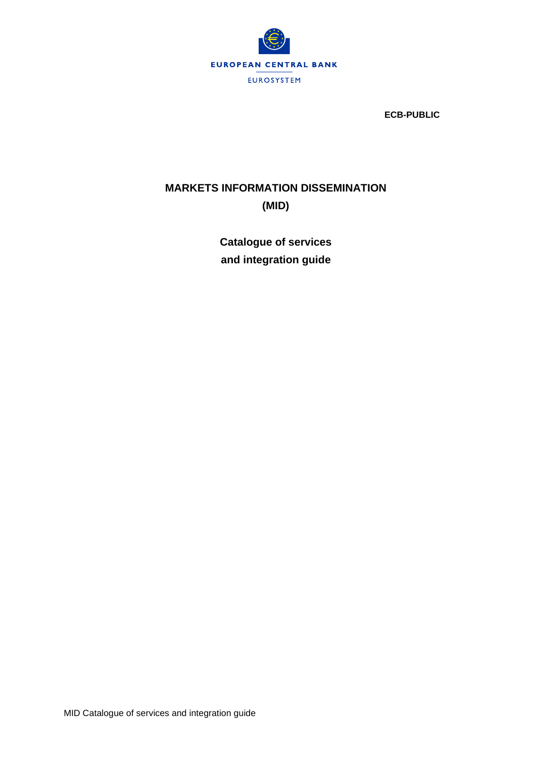EUROPEAN CENTRAL BANK

EUROSYSTEM

**ECB-PUBLIC**

# MARKETS INFORMATION DISSEMINATION (MID)

## Catalogue of services and integration guide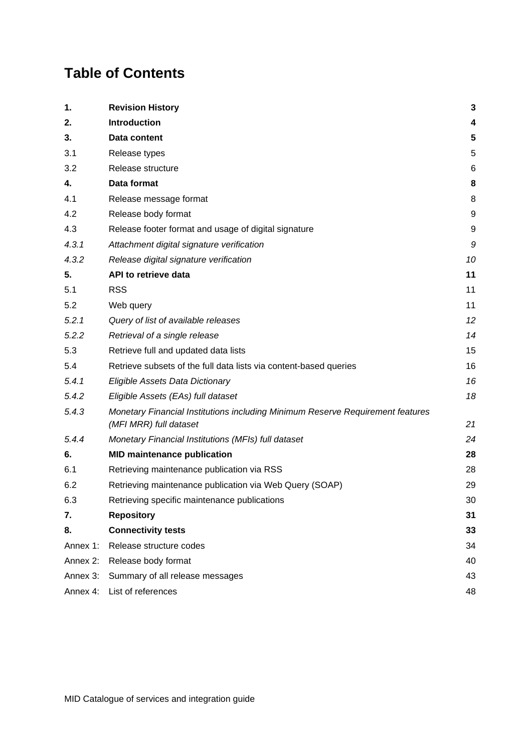# Table of Contents

| | | |
|---|---|---|
| **1.** | **Revision History** | **3** |
| **2.** | **Introduction** | **4** |
| **3.** | **Data content** | **5** |
| 3.1 | Release types | 5 |
| 3.2 | Release structure | 6 |
| **4.** | **Data format** | **8** |
| 4.1 | Release message format | 8 |
| 4.2 | Release body format | 9 |
| 4.3 | Release footer format and usage of digital signature | 9 |
| *4.3.1* | *Attachment digital signature verification* | *9* |
| *4.3.2* | *Release digital signature verification* | *10* |
| **5.** | **API to retrieve data** | **11** |
| 5.1 | RSS | 11 |
| 5.2 | Web query | 11 |
| *5.2.1* | *Query of list of available releases* | *12* |
| *5.2.2* | *Retrieval of a single release* | *14* |
| 5.3 | Retrieve full and updated data lists | 15 |
| 5.4 | Retrieve subsets of the full data lists via content-based queries | 16 |
| *5.4.1* | *Eligible Assets Data Dictionary* | *16* |
| *5.4.2* | *Eligible Assets (EAs) full dataset* | *18* |
| *5.4.3* | *Monetary Financial Institutions including Minimum Reserve Requirement features (MFI MRR) full dataset* | *21* |
| *5.4.4* | *Monetary Financial Institutions (MFIs) full dataset* | *24* |
| **6.** | **MID maintenance publication** | **28** |
| 6.1 | Retrieving maintenance publication via RSS | 28 |
| 6.2 | Retrieving maintenance publication via Web Query (SOAP) | 29 |
| 6.3 | Retrieving specific maintenance publications | 30 |
| **7.** | **Repository** | **31** |
| **8.** | **Connectivity tests** | **33** |
| Annex 1: | Release structure codes | 34 |
| Annex 2: | Release body format | 40 |
| Annex 3: | Summary of all release messages | 43 |
| Annex 4: | List of references | 48 |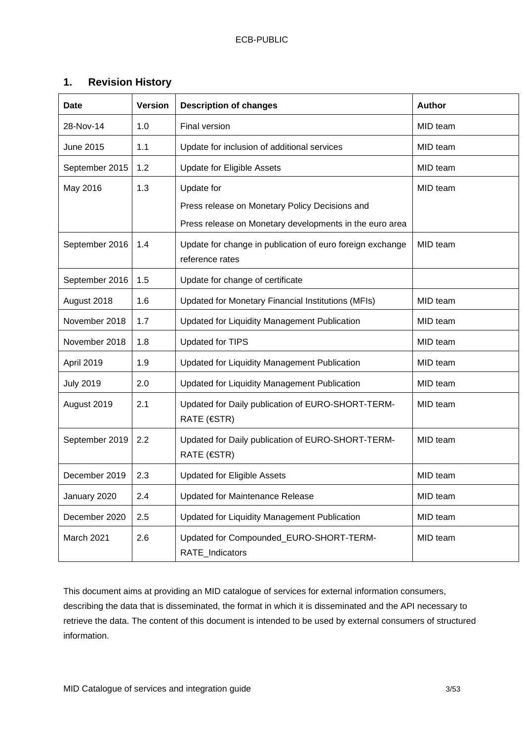## 1. Revision History

| Date | Version | Description of changes | Author |
|---|---|---|---|
| 28-Nov-14 | 1.0 | Final version | MID team |
| June 2015 | 1.1 | Update for inclusion of additional services | MID team |
| September 2015 | 1.2 | Update for Eligible Assets | MID team |
| May 2016 | 1.3 | Update for<br>Press release on Monetary Policy Decisions and<br>Press release on Monetary developments in the euro area | MID team |
| September 2016 | 1.4 | Update for change in publication of euro foreign exchange reference rates | MID team |
| September 2016 | 1.5 | Update for change of certificate | |
| August 2018 | 1.6 | Updated for Monetary Financial Institutions (MFIs) | MID team |
| November 2018 | 1.7 | Updated for Liquidity Management Publication | MID team |
| November 2018 | 1.8 | Updated for TIPS | MID team |
| April 2019 | 1.9 | Updated for Liquidity Management Publication | MID team |
| July 2019 | 2.0 | Updated for Liquidity Management Publication | MID team |
| August 2019 | 2.1 | Updated for Daily publication of EURO-SHORT-TERM-RATE (€STR) | MID team |
| September 2019 | 2.2 | Updated for Daily publication of EURO-SHORT-TERM-RATE (€STR) | MID team |
| December 2019 | 2.3 | Updated for Eligible Assets | MID team |
| January 2020 | 2.4 | Updated for Maintenance Release | MID team |
| December 2020 | 2.5 | Updated for Liquidity Management Publication | MID team |
| March 2021 | 2.6 | Updated for Compounded_EURO-SHORT-TERM-RATE_Indicators | MID team |

This document aims at providing an MID catalogue of services for external information consumers, describing the data that is disseminated, the format in which it is disseminated and the API necessary to retrieve the data. The content of this document is intended to be used by external consumers of structured information.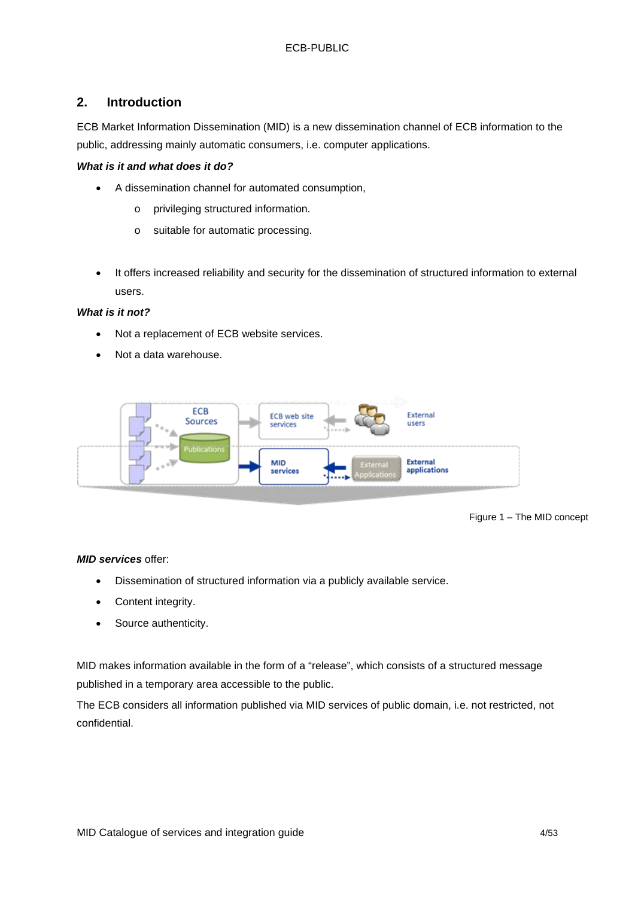## 2. Introduction

ECB Market Information Dissemination (MID) is a new dissemination channel of ECB information to the public, addressing mainly automatic consumers, i.e. computer applications.

***What is it and what does it do?***

- A dissemination channel for automated consumption,
  - privileging structured information.
  - suitable for automatic processing.

- It offers increased reliability and security for the dissemination of structured information to external users.

***What is it not?***

- Not a replacement of ECB website services.
- Not a data warehouse.

Figure 1 – The MID concept

***MID services*** offer:

- Dissemination of structured information via a publicly available service.
- Content integrity.
- Source authenticity.

MID makes information available in the form of a "release", which consists of a structured message published in a temporary area accessible to the public.

The ECB considers all information published via MID services of public domain, i.e. not restricted, not confidential.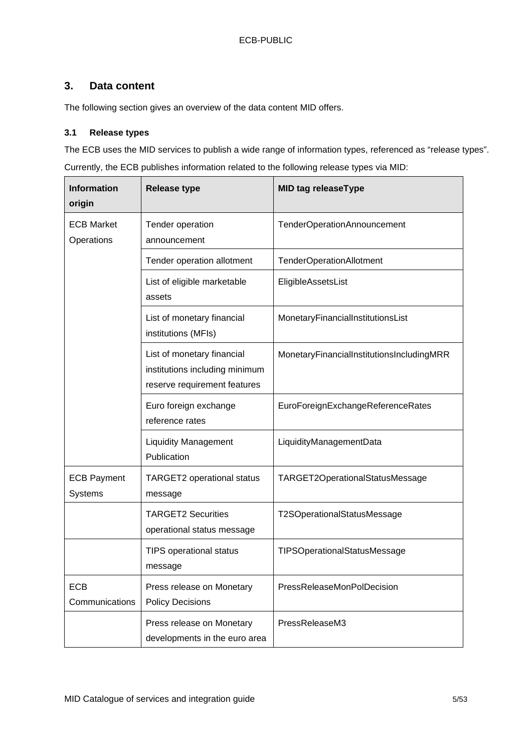## 3. Data content

The following section gives an overview of the data content MID offers.

### 3.1 Release types

The ECB uses the MID services to publish a wide range of information types, referenced as "release types". Currently, the ECB publishes information related to the following release types via MID:

| Information origin | Release type | MID tag releaseType |
|---|---|---|
| ECB Market Operations | Tender operation announcement | TenderOperationAnnouncement |
| | Tender operation allotment | TenderOperationAllotment |
| | List of eligible marketable assets | EligibleAssetsList |
| | List of monetary financial institutions (MFIs) | MonetaryFinancialInstitutionsList |
| | List of monetary financial institutions including minimum reserve requirement features | MonetaryFinancialInstitutionsIncludingMRR |
| | Euro foreign exchange reference rates | EuroForeignExchangeReferenceRates |
| | Liquidity Management Publication | LiquidityManagementData |
| ECB Payment Systems | TARGET2 operational status message | TARGET2OperationalStatusMessage |
| | TARGET2 Securities operational status message | T2SOperationalStatusMessage |
| | TIPS operational status message | TIPSOperationalStatusMessage |
| ECB Communications | Press release on Monetary Policy Decisions | PressReleaseMonPolDecision |
| | Press release on Monetary developments in the euro area | PressReleaseM3 |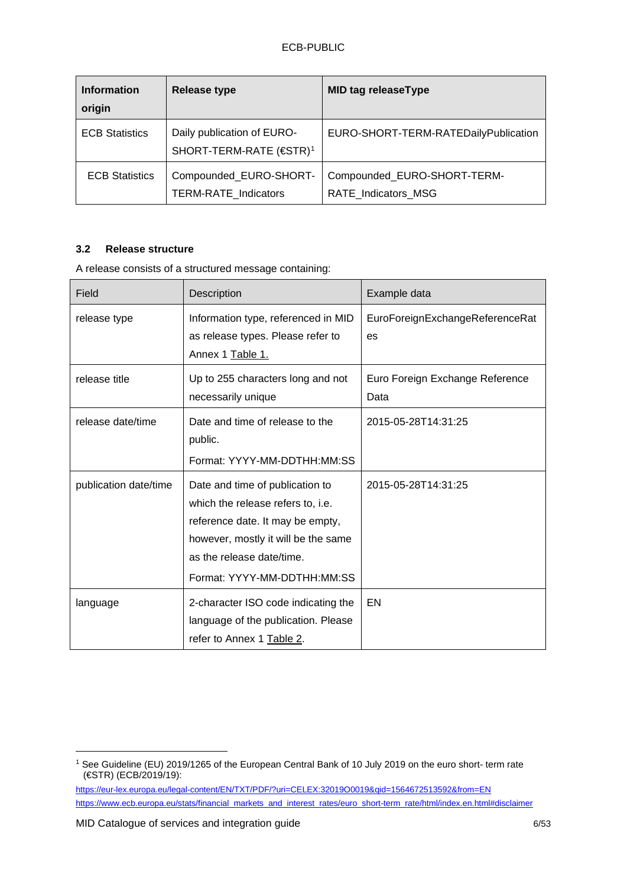| Information origin | Release type | MID tag releaseType |
|---|---|---|
| ECB Statistics | Daily publication of EURO-SHORT-TERM-RATE (€STR)[1] | EURO-SHORT-TERM-RATEDailyPublication |
| ECB Statistics | Compounded_EURO-SHORT-TERM-RATE_Indicators | Compounded_EURO-SHORT-TERM-RATE_Indicators_MSG |

### 3.2 Release structure

A release consists of a structured message containing:

| Field | Description | Example data |
|---|---|---|
| release type | Information type, referenced in MID as release types. Please refer to Annex 1 Table 1. | EuroForeignExchangeReferenceRates |
| release title | Up to 255 characters long and not necessarily unique | Euro Foreign Exchange Reference Data |
| release date/time | Date and time of release to the public.<br>Format: YYYY-MM-DDTHH:MM:SS | 2015-05-28T14:31:25 |
| publication date/time | Date and time of publication to which the release refers to, i.e. reference date. It may be empty, however, mostly it will be the same as the release date/time.<br>Format: YYYY-MM-DDTHH:MM:SS | 2015-05-28T14:31:25 |
| language | 2-character ISO code indicating the language of the publication. Please refer to Annex 1 Table 2. | EN |

[1] See Guideline (EU) 2019/1265 of the European Central Bank of 10 July 2019 on the euro short- term rate (€STR) (ECB/2019/19):
https://eur-lex.europa.eu/legal-content/EN/TXT/PDF/?uri=CELEX:32019O0019&qid=1564672513592&from=EN
https://www.ecb.europa.eu/stats/financial_markets_and_interest_rates/euro_short-term_rate/html/index.en.html#disclaimer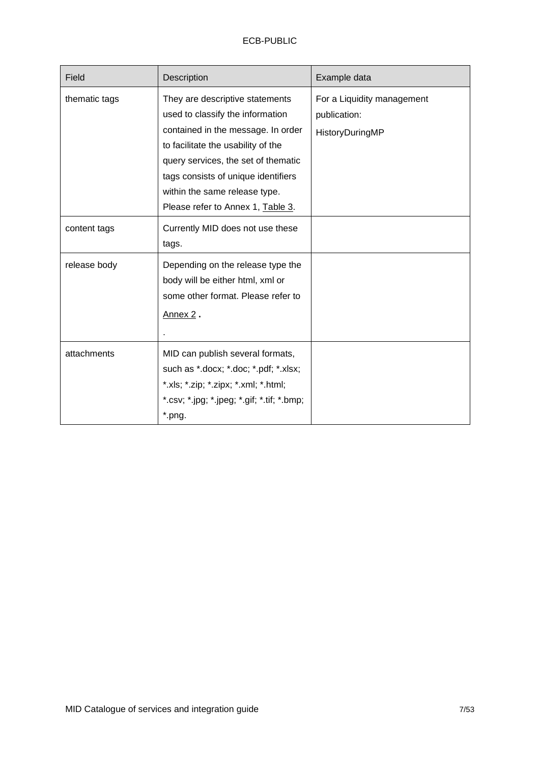| Field | Description | Example data |
| --- | --- | --- |
| thematic tags | They are descriptive statements used to classify the information contained in the message. In order to facilitate the usability of the query services, the set of thematic tags consists of unique identifiers within the same release type. Please refer to Annex 1, Table 3. | For a Liquidity management publication: HistoryDuringMP |
| content tags | Currently MID does not use these tags. | |
| release body | Depending on the release type the body will be either html, xml or some other format. Please refer to Annex 2 . . | |
| attachments | MID can publish several formats, such as *.docx; *.doc; *.pdf; *.xlsx; *.xls; *.zip; *.zipx; *.xml; *.html; *.csv; *.jpg; *.jpeg; *.gif; *.tif; *.bmp; *.png. | |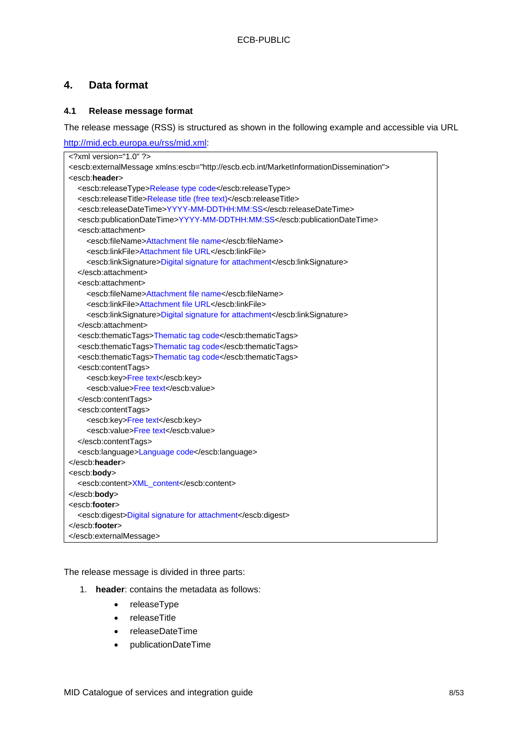## 4. Data format

### 4.1 Release message format

The release message (RSS) is structured as shown in the following example and accessible via URL [http://mid.ecb.europa.eu/rss/mid.xml](http://mid.ecb.europa.eu/rss/mid.xml):

```
<?xml version="1.0" ?>
<escb:externalMessage xmlns:escb="http://escb.ecb.int/MarketInformationDissemination">
<escb:header>
   <escb:releaseType>Release type code</escb:releaseType>
   <escb:releaseTitle>Release title (free text)</escb:releaseTitle>
   <escb:releaseDateTime>YYYY-MM-DDTHH:MM:SS</escb:releaseDateTime>
   <escb:publicationDateTime>YYYY-MM-DDTHH:MM:SS</escb:publicationDateTime>
   <escb:attachment>
      <escb:fileName>Attachment file name</escb:fileName>
      <escb:linkFile>Attachment file URL</escb:linkFile>
      <escb:linkSignature>Digital signature for attachment</escb:linkSignature>
   </escb:attachment>
   <escb:attachment>
      <escb:fileName>Attachment file name</escb:fileName>
      <escb:linkFile>Attachment file URL</escb:linkFile>
      <escb:linkSignature>Digital signature for attachment</escb:linkSignature>
   </escb:attachment>
   <escb:thematicTags>Thematic tag code</escb:thematicTags>
   <escb:thematicTags>Thematic tag code</escb:thematicTags>
   <escb:thematicTags>Thematic tag code</escb:thematicTags>
   <escb:contentTags>
      <escb:key>Free text</escb:key>
      <escb:value>Free text</escb:value>
   </escb:contentTags>
   <escb:contentTags>
      <escb:key>Free text</escb:key>
      <escb:value>Free text</escb:value>
   </escb:contentTags>
   <escb:language>Language code</escb:language>
</escb:header>
<escb:body>
   <escb:content>XML_content</escb:content>
</escb:body>
<escb:footer>
   <escb:digest>Digital signature for attachment</escb:digest>
</escb:footer>
</escb:externalMessage>
```

The release message is divided in three parts:

1. **header**: contains the metadata as follows:
   - releaseType
   - releaseTitle
   - releaseDateTime
   - publicationDateTime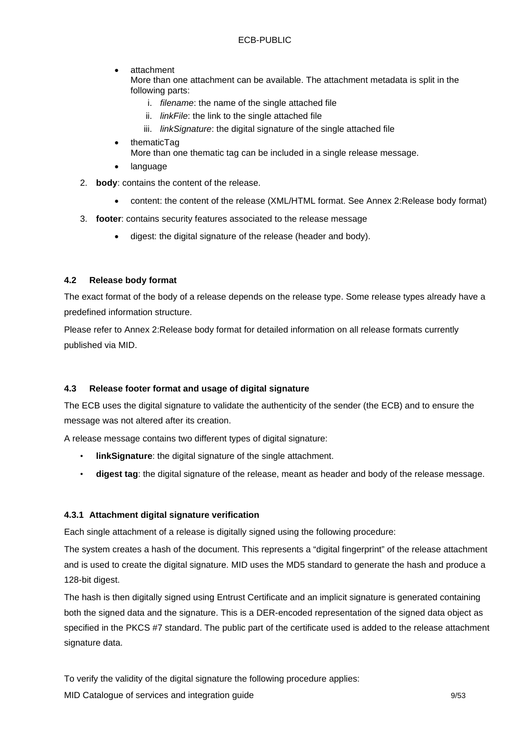- attachment
  More than one attachment can be available. The attachment metadata is split in the following parts:
    i. *filename*: the name of the single attached file
    ii. *linkFile*: the link to the single attached file
    iii. *linkSignature*: the digital signature of the single attached file
- thematicTag
  More than one thematic tag can be included in a single release message.
- language

2. **body**: contains the content of the release.
    - content: the content of the release (XML/HTML format. See Annex 2:Release body format)
3. **footer**: contains security features associated to the release message
    - digest: the digital signature of the release (header and body).

### 4.2 Release body format

The exact format of the body of a release depends on the release type. Some release types already have a predefined information structure.

Please refer to Annex 2:Release body format for detailed information on all release formats currently published via MID.

### 4.3 Release footer format and usage of digital signature

The ECB uses the digital signature to validate the authenticity of the sender (the ECB) and to ensure the message was not altered after its creation.

A release message contains two different types of digital signature:

- **linkSignature**: the digital signature of the single attachment.
- **digest tag**: the digital signature of the release, meant as header and body of the release message.

#### 4.3.1 Attachment digital signature verification

Each single attachment of a release is digitally signed using the following procedure:

The system creates a hash of the document. This represents a “digital fingerprint” of the release attachment and is used to create the digital signature. MID uses the MD5 standard to generate the hash and produce a 128-bit digest.

The hash is then digitally signed using Entrust Certificate and an implicit signature is generated containing both the signed data and the signature. This is a DER-encoded representation of the signed data object as specified in the PKCS #7 standard. The public part of the certificate used is added to the release attachment signature data.

To verify the validity of the digital signature the following procedure applies: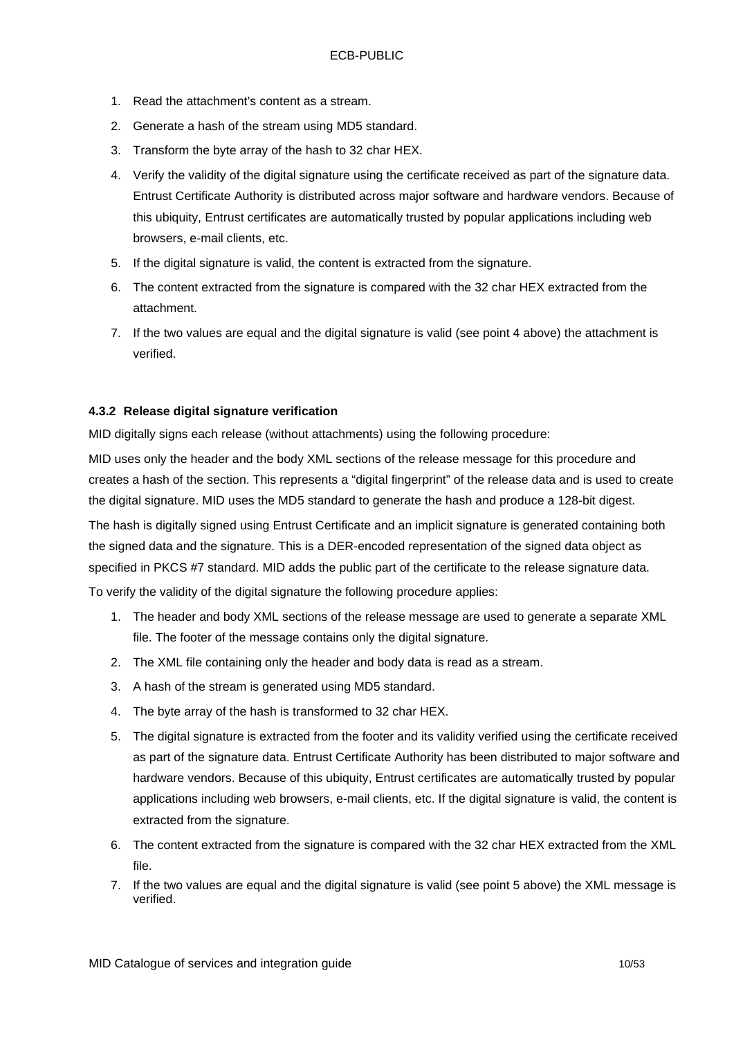1. Read the attachment's content as a stream.
2. Generate a hash of the stream using MD5 standard.
3. Transform the byte array of the hash to 32 char HEX.
4. Verify the validity of the digital signature using the certificate received as part of the signature data. Entrust Certificate Authority is distributed across major software and hardware vendors. Because of this ubiquity, Entrust certificates are automatically trusted by popular applications including web browsers, e-mail clients, etc.
5. If the digital signature is valid, the content is extracted from the signature.
6. The content extracted from the signature is compared with the 32 char HEX extracted from the attachment.
7. If the two values are equal and the digital signature is valid (see point 4 above) the attachment is verified.

#### 4.3.2 Release digital signature verification

MID digitally signs each release (without attachments) using the following procedure:

MID uses only the header and the body XML sections of the release message for this procedure and creates a hash of the section. This represents a "digital fingerprint" of the release data and is used to create the digital signature. MID uses the MD5 standard to generate the hash and produce a 128-bit digest.

The hash is digitally signed using Entrust Certificate and an implicit signature is generated containing both the signed data and the signature. This is a DER-encoded representation of the signed data object as specified in PKCS #7 standard. MID adds the public part of the certificate to the release signature data.

To verify the validity of the digital signature the following procedure applies:

1. The header and body XML sections of the release message are used to generate a separate XML file. The footer of the message contains only the digital signature.
2. The XML file containing only the header and body data is read as a stream.
3. A hash of the stream is generated using MD5 standard.
4. The byte array of the hash is transformed to 32 char HEX.
5. The digital signature is extracted from the footer and its validity verified using the certificate received as part of the signature data. Entrust Certificate Authority has been distributed to major software and hardware vendors. Because of this ubiquity, Entrust certificates are automatically trusted by popular applications including web browsers, e-mail clients, etc. If the digital signature is valid, the content is extracted from the signature.
6. The content extracted from the signature is compared with the 32 char HEX extracted from the XML file.
7. If the two values are equal and the digital signature is valid (see point 5 above) the XML message is verified.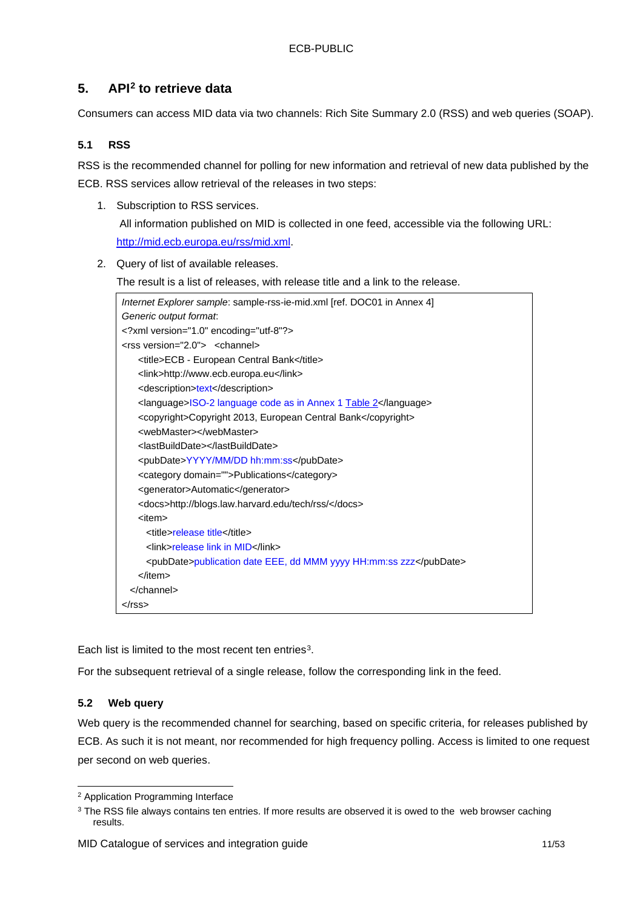## 5. API[2] to retrieve data

Consumers can access MID data via two channels: Rich Site Summary 2.0 (RSS) and web queries (SOAP).

### 5.1 RSS

RSS is the recommended channel for polling for new information and retrieval of new data published by the ECB. RSS services allow retrieval of the releases in two steps:

1. Subscription to RSS services.

   All information published on MID is collected in one feed, accessible via the following URL: http://mid.ecb.europa.eu/rss/mid.xml.

2. Query of list of available releases.

   The result is a list of releases, with release title and a link to the release.

*Internet Explorer sample*: sample-rss-ie-mid.xml [ref. DOC01 in Annex 4]

*Generic output format*:

```
<?xml version="1.0" encoding="utf-8"?>
<rss version="2.0">  <channel>
    <title>ECB - European Central Bank</title>
    <link>http://www.ecb.europa.eu</link>
    <description>text</description>
    <language>ISO-2 language code as in Annex 1 Table 2</language>
    <copyright>Copyright 2013, European Central Bank</copyright>
    <webMaster></webMaster>
    <lastBuildDate></lastBuildDate>
    <pubDate>YYYY/MM/DD hh:mm:ss</pubDate>
    <category domain="">Publications</category>
    <generator>Automatic</generator>
    <docs>http://blogs.law.harvard.edu/tech/rss/</docs>
    <item>
      <title>release title</title>
      <link>release link in MID</link>
      <pubDate>publication date EEE, dd MMM yyyy HH:mm:ss zzz</pubDate>
    </item>
  </channel>
</rss>
```

Each list is limited to the most recent ten entries[3].

For the subsequent retrieval of a single release, follow the corresponding link in the feed.

### 5.2 Web query

Web query is the recommended channel for searching, based on specific criteria, for releases published by ECB. As such it is not meant, nor recommended for high frequency polling. Access is limited to one request per second on web queries.

---

[2] Application Programming Interface

[3] The RSS file always contains ten entries. If more results are observed it is owed to the web browser caching results.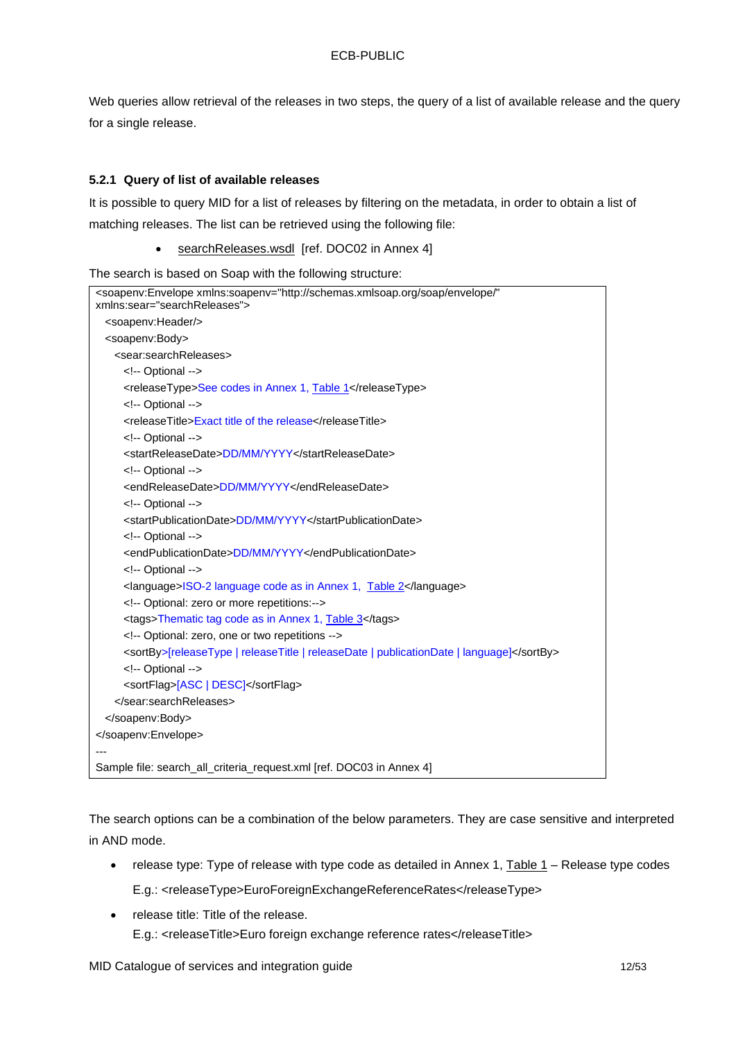Web queries allow retrieval of the releases in two steps, the query of a list of available release and the query for a single release.

### 5.2.1 Query of list of available releases

It is possible to query MID for a list of releases by filtering on the metadata, in order to obtain a list of matching releases. The list can be retrieved using the following file:

- searchReleases.wsdl [ref. DOC02 in Annex 4]

The search is based on Soap with the following structure:

```
<soapenv:Envelope xmlns:soapenv="http://schemas.xmlsoap.org/soap/envelope/"
xmlns:sear="searchReleases">
  <soapenv:Header/>
  <soapenv:Body>
    <sear:searchReleases>
      <!-- Optional -->
      <releaseType>See codes in Annex 1, Table 1</releaseType>
      <!-- Optional -->
      <releaseTitle>Exact title of the release</releaseTitle>
      <!-- Optional -->
      <startReleaseDate>DD/MM/YYYY</startReleaseDate>
      <!-- Optional -->
      <endReleaseDate>DD/MM/YYYY</endReleaseDate>
      <!-- Optional -->
      <startPublicationDate>DD/MM/YYYY</startPublicationDate>
      <!-- Optional -->
      <endPublicationDate>DD/MM/YYYY</endPublicationDate>
      <!-- Optional -->
      <language>ISO-2 language code as in Annex 1, Table 2</language>
      <!-- Optional: zero or more repetitions:-->
      <tags>Thematic tag code as in Annex 1, Table 3</tags>
      <!-- Optional: zero, one or two repetitions -->
      <sortBy>[releaseType | releaseTitle | releaseDate | publicationDate | language]</sortBy>
      <!-- Optional -->
      <sortFlag>[ASC | DESC]</sortFlag>
    </sear:searchReleases>
  </soapenv:Body>
</soapenv:Envelope>
---
Sample file: search_all_criteria_request.xml [ref. DOC03 in Annex 4]
```

The search options can be a combination of the below parameters. They are case sensitive and interpreted in AND mode.

- release type: Type of release with type code as detailed in Annex 1, Table 1 – Release type codes

  E.g.: <releaseType>EuroForeignExchangeReferenceRates</releaseType>

- release title: Title of the release.

  E.g.: <releaseTitle>Euro foreign exchange reference rates</releaseTitle>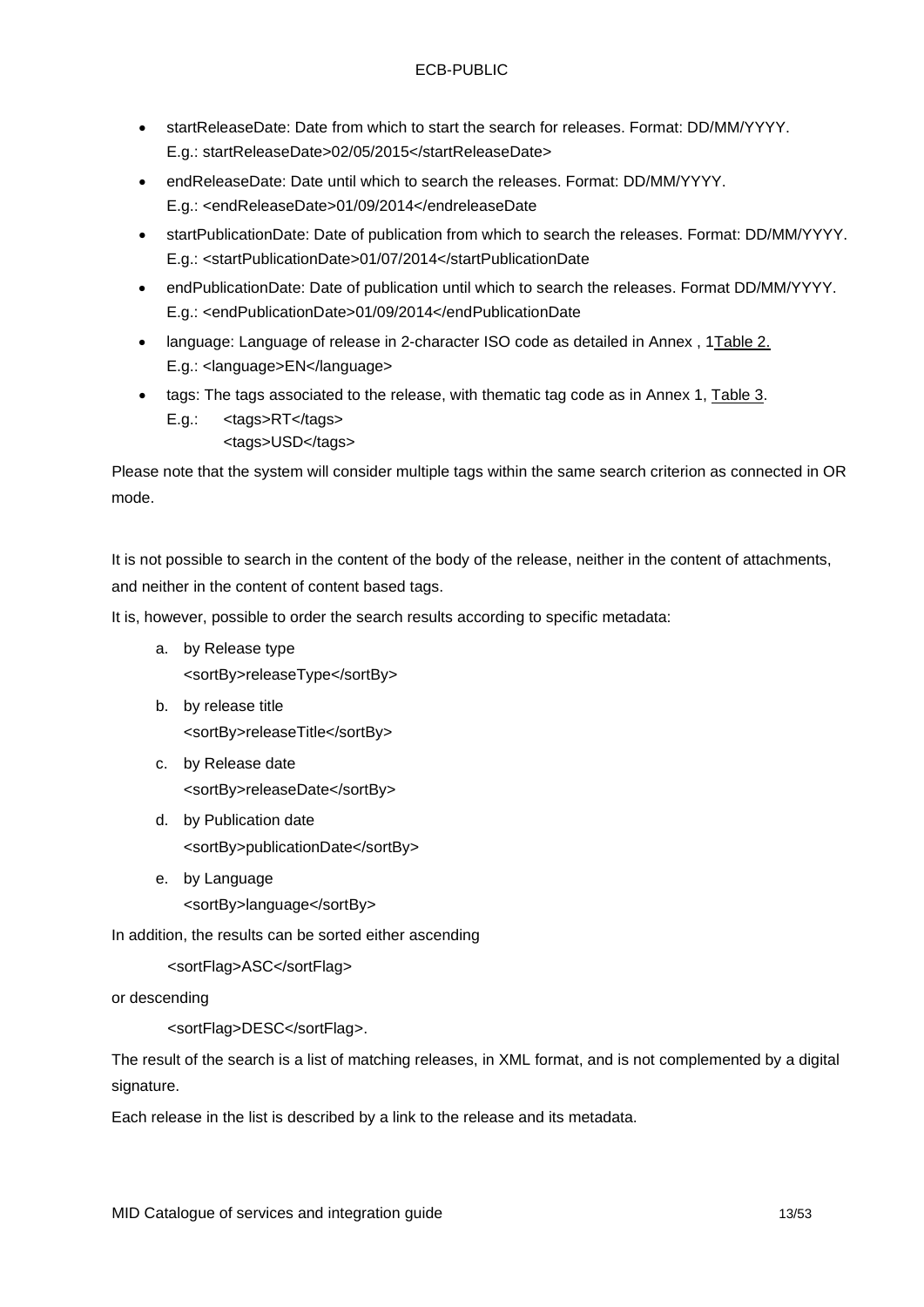- startReleaseDate: Date from which to start the search for releases. Format: DD/MM/YYYY.
  E.g.: startReleaseDate>02/05/2015</startReleaseDate>
- endReleaseDate: Date until which to search the releases. Format: DD/MM/YYYY.
  E.g.: <endReleaseDate>01/09/2014</endreleaseDate
- startPublicationDate: Date of publication from which to search the releases. Format: DD/MM/YYYY.
  E.g.: <startPublicationDate>01/07/2014</startPublicationDate
- endPublicationDate: Date of publication until which to search the releases. Format DD/MM/YYYY.
  E.g.: <endPublicationDate>01/09/2014</endPublicationDate
- language: Language of release in 2-character ISO code as detailed in Annex , 1Table 2.
  E.g.: <language>EN</language>
- tags: The tags associated to the release, with thematic tag code as in Annex 1, Table 3.
  E.g.: <tags>RT</tags>
  <tags>USD</tags>

Please note that the system will consider multiple tags within the same search criterion as connected in OR mode.

It is not possible to search in the content of the body of the release, neither in the content of attachments, and neither in the content of content based tags.

It is, however, possible to order the search results according to specific metadata:

a. by Release type
   <sortBy>releaseType</sortBy>
b. by release title
   <sortBy>releaseTitle</sortBy>
c. by Release date
   <sortBy>releaseDate</sortBy>
d. by Publication date
   <sortBy>publicationDate</sortBy>
e. by Language
   <sortBy>language</sortBy>

In addition, the results can be sorted either ascending

<sortFlag>ASC</sortFlag>

or descending

<sortFlag>DESC</sortFlag>.

The result of the search is a list of matching releases, in XML format, and is not complemented by a digital signature.

Each release in the list is described by a link to the release and its metadata.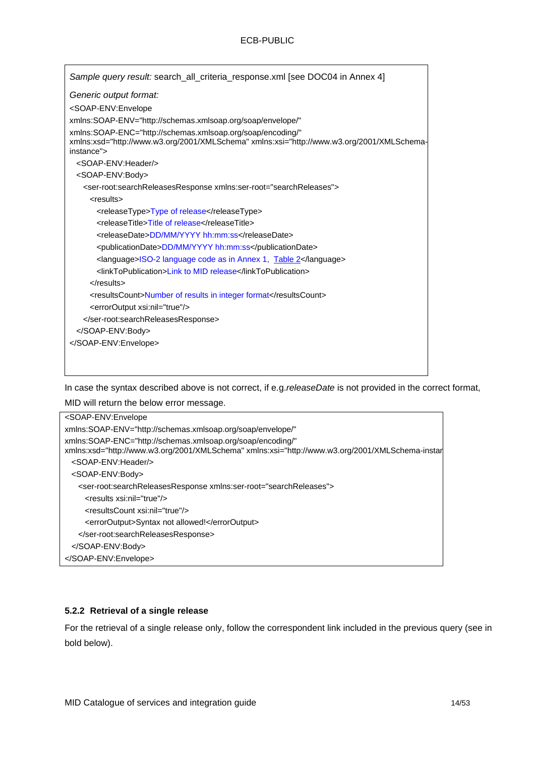*Sample query result:* search_all_criteria_response.xml [see DOC04 in Annex 4]

*Generic output format:*

```
<SOAP-ENV:Envelope
xmlns:SOAP-ENV="http://schemas.xmlsoap.org/soap/envelope/"
xmlns:SOAP-ENC="http://schemas.xmlsoap.org/soap/encoding/"
xmlns:xsd="http://www.w3.org/2001/XMLSchema" xmlns:xsi="http://www.w3.org/2001/XMLSchema-instance">
  <SOAP-ENV:Header/>
  <SOAP-ENV:Body>
    <ser-root:searchReleasesResponse xmlns:ser-root="searchReleases">
      <results>
        <releaseType>Type of release</releaseType>
        <releaseTitle>Title of release</releaseTitle>
        <releaseDate>DD/MM/YYYY hh:mm:ss</releaseDate>
        <publicationDate>DD/MM/YYYY hh:mm:ss</publicationDate>
        <language>ISO-2 language code as in Annex 1, Table 2</language>
        <linkToPublication>Link to MID release</linkToPublication>
      </results>
      <resultsCount>Number of results in integer format</resultsCount>
      <errorOutput xsi:nil="true"/>
    </ser-root:searchReleasesResponse>
  </SOAP-ENV:Body>
</SOAP-ENV:Envelope>
```

In case the syntax described above is not correct, if e.g.*releaseDate* is not provided in the correct format, MID will return the below error message.

```
<SOAP-ENV:Envelope
xmlns:SOAP-ENV="http://schemas.xmlsoap.org/soap/envelope/"
xmlns:SOAP-ENC="http://schemas.xmlsoap.org/soap/encoding/"
xmlns:xsd="http://www.w3.org/2001/XMLSchema" xmlns:xsi="http://www.w3.org/2001/XMLSchema-instar
  <SOAP-ENV:Header/>
  <SOAP-ENV:Body>
    <ser-root:searchReleasesResponse xmlns:ser-root="searchReleases">
      <results xsi:nil="true"/>
      <resultsCount xsi:nil="true"/>
      <errorOutput>Syntax not allowed!</errorOutput>
    </ser-root:searchReleasesResponse>
  </SOAP-ENV:Body>
</SOAP-ENV:Envelope>
```

### 5.2.2 Retrieval of a single release

For the retrieval of a single release only, follow the correspondent link included in the previous query (see in bold below).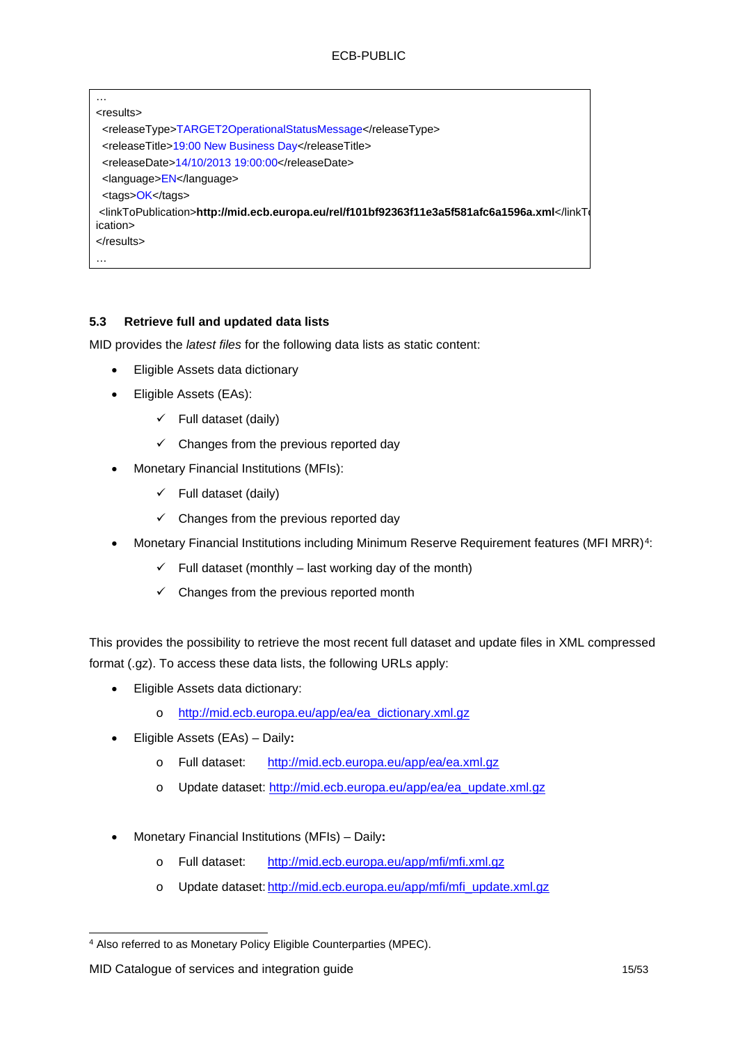```
…
<results>
  <releaseType>TARGET2OperationalStatusMessage</releaseType>
  <releaseTitle>19:00 New Business Day</releaseTitle>
  <releaseDate>14/10/2013 19:00:00</releaseDate>
  <language>EN</language>
  <tags>OK</tags>
 <linkToPublication>http://mid.ecb.europa.eu/rel/f101bf92363f11e3a5f581afc6a1596a.xml</linkToPublication>
</results>
…
```

### 5.3 Retrieve full and updated data lists

MID provides the *latest files* for the following data lists as static content:

- Eligible Assets data dictionary
- Eligible Assets (EAs):
  - ✓ Full dataset (daily)
  - ✓ Changes from the previous reported day
- Monetary Financial Institutions (MFIs):
  - ✓ Full dataset (daily)
  - ✓ Changes from the previous reported day
- Monetary Financial Institutions including Minimum Reserve Requirement features (MFI MRR)[4]:
  - ✓ Full dataset (monthly – last working day of the month)
  - ✓ Changes from the previous reported month

This provides the possibility to retrieve the most recent full dataset and update files in XML compressed format (.gz). To access these data lists, the following URLs apply:

- Eligible Assets data dictionary:
  - http://mid.ecb.europa.eu/app/ea/ea_dictionary.xml.gz
- Eligible Assets (EAs) – Daily**:**
  - Full dataset: http://mid.ecb.europa.eu/app/ea/ea.xml.gz
  - Update dataset: http://mid.ecb.europa.eu/app/ea/ea_update.xml.gz
- Monetary Financial Institutions (MFIs) – Daily**:**
  - Full dataset: http://mid.ecb.europa.eu/app/mfi/mfi.xml.gz
  - Update dataset: http://mid.ecb.europa.eu/app/mfi/mfi_update.xml.gz

[4] Also referred to as Monetary Policy Eligible Counterparties (MPEC).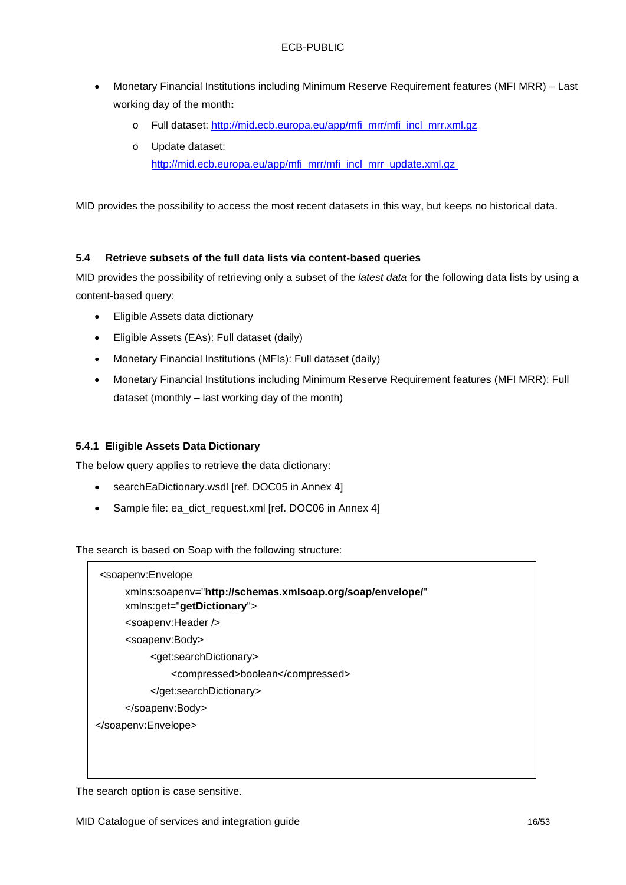- Monetary Financial Institutions including Minimum Reserve Requirement features (MFI MRR) – Last working day of the month**:**
    - Full dataset: [http://mid.ecb.europa.eu/app/mfi_mrr/mfi_incl_mrr.xml.gz](http://mid.ecb.europa.eu/app/mfi_mrr/mfi_incl_mrr.xml.gz)
    - Update dataset: [http://mid.ecb.europa.eu/app/mfi_mrr/mfi_incl_mrr_update.xml.gz](http://mid.ecb.europa.eu/app/mfi_mrr/mfi_incl_mrr_update.xml.gz)

MID provides the possibility to access the most recent datasets in this way, but keeps no historical data.

### 5.4 Retrieve subsets of the full data lists via content-based queries

MID provides the possibility of retrieving only a subset of the *latest data* for the following data lists by using a content-based query:

- Eligible Assets data dictionary
- Eligible Assets (EAs): Full dataset (daily)
- Monetary Financial Institutions (MFIs): Full dataset (daily)
- Monetary Financial Institutions including Minimum Reserve Requirement features (MFI MRR): Full dataset (monthly – last working day of the month)

#### 5.4.1 Eligible Assets Data Dictionary

The below query applies to retrieve the data dictionary:

- searchEaDictionary.wsdl [ref. DOC05 in Annex 4]
- Sample file: ea_dict_request.xml [ref. DOC06 in Annex 4]

The search is based on Soap with the following structure:

```
<soapenv:Envelope
    xmlns:soapenv="http://schemas.xmlsoap.org/soap/envelope/"
    xmlns:get="getDictionary">
    <soapenv:Header />
    <soapenv:Body>
        <get:searchDictionary>
            <compressed>boolean</compressed>
        </get:searchDictionary>
    </soapenv:Body>
</soapenv:Envelope>
```

The search option is case sensitive.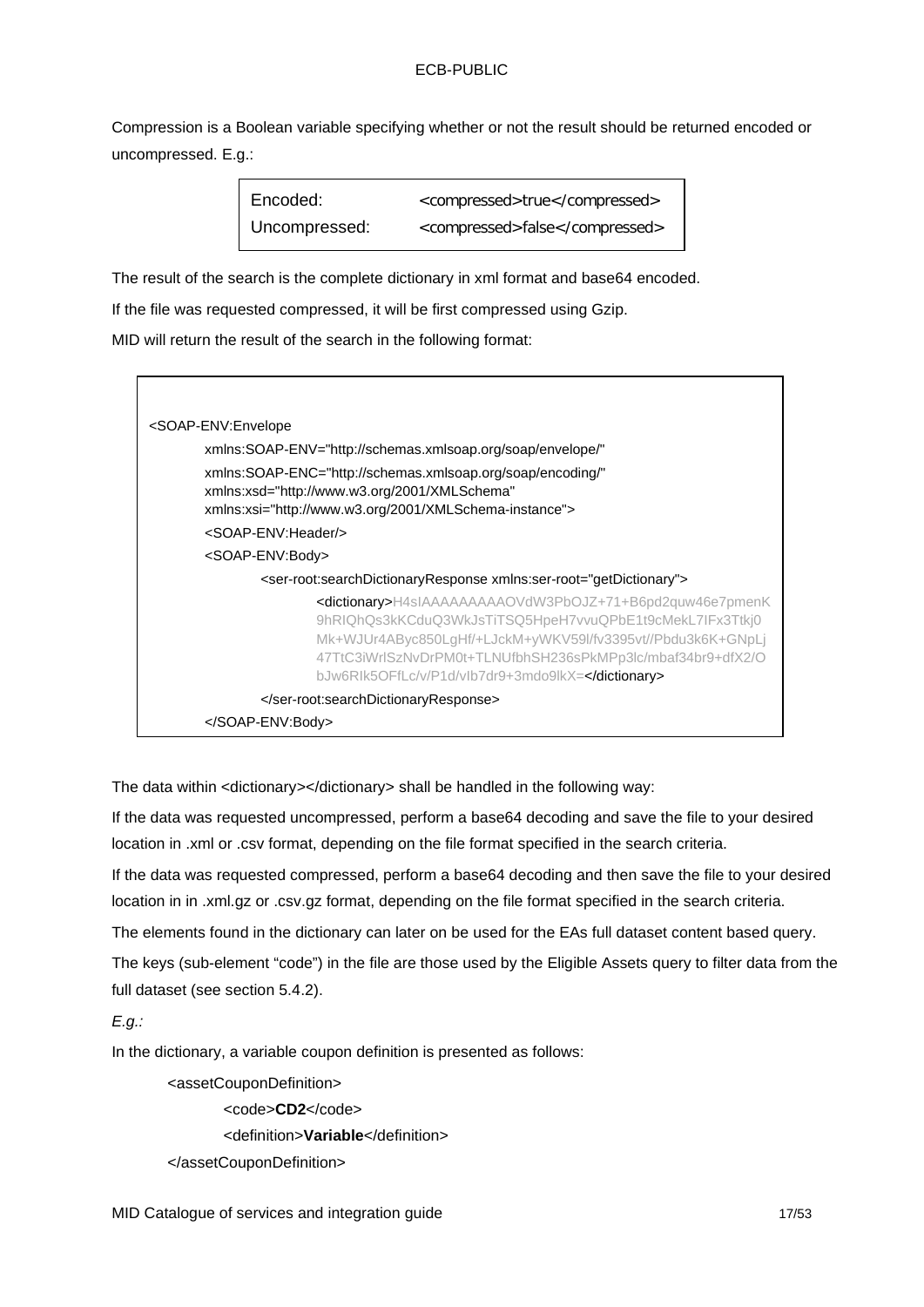Compression is a Boolean variable specifying whether or not the result should be returned encoded or uncompressed. E.g.:

| Encoded: | <compressed>true</compressed> |
|---|---|
| Uncompressed: | <compressed>false</compressed> |

The result of the search is the complete dictionary in xml format and base64 encoded.

If the file was requested compressed, it will be first compressed using Gzip.

MID will return the result of the search in the following format:

```
<SOAP-ENV:Envelope
        xmlns:SOAP-ENV="http://schemas.xmlsoap.org/soap/envelope/"
        xmlns:SOAP-ENC="http://schemas.xmlsoap.org/soap/encoding/"
        xmlns:xsd="http://www.w3.org/2001/XMLSchema"
        xmlns:xsi="http://www.w3.org/2001/XMLSchema-instance">
        <SOAP-ENV:Header/>
        <SOAP-ENV:Body>
                <ser-root:searchDictionaryResponse xmlns:ser-root="getDictionary">
                        <dictionary>H4sIAAAAAAAAAOVdW3PbOJZ+71+B6pd2quw46e7pmenK
                        9hRIQhQs3kKCduQ3WkJsTiTSQ5HpeH7vvuQPbE1t9cMekL7IFx3Ttkj0
                        Mk+WJUr4AByc850LgHf/+LJckM+yWKV59l/fv3395vt//Pbdu3k6K+GNpLj
                        47TtC3iWrlSzNvDrPM0t+TLNUfbhSH236sPkMPp3lc/mbaf34br9+dfX2/O
                        bJw6RIk5OFfLc/v/P1d/vIb7dr9+3mdo9lkX=</dictionary>
                </ser-root:searchDictionaryResponse>
        </SOAP-ENV:Body>
```

The data within <dictionary></dictionary> shall be handled in the following way:

If the data was requested uncompressed, perform a base64 decoding and save the file to your desired location in .xml or .csv format, depending on the file format specified in the search criteria.

If the data was requested compressed, perform a base64 decoding and then save the file to your desired location in in .xml.gz or .csv.gz format, depending on the file format specified in the search criteria.

The elements found in the dictionary can later on be used for the EAs full dataset content based query.

The keys (sub-element "code") in the file are those used by the Eligible Assets query to filter data from the full dataset (see section 5.4.2).

*E.g.:*

In the dictionary, a variable coupon definition is presented as follows:

```
<assetCouponDefinition>
        <code>CD2</code>
        <definition>Variable</definition>
</assetCouponDefinition>
```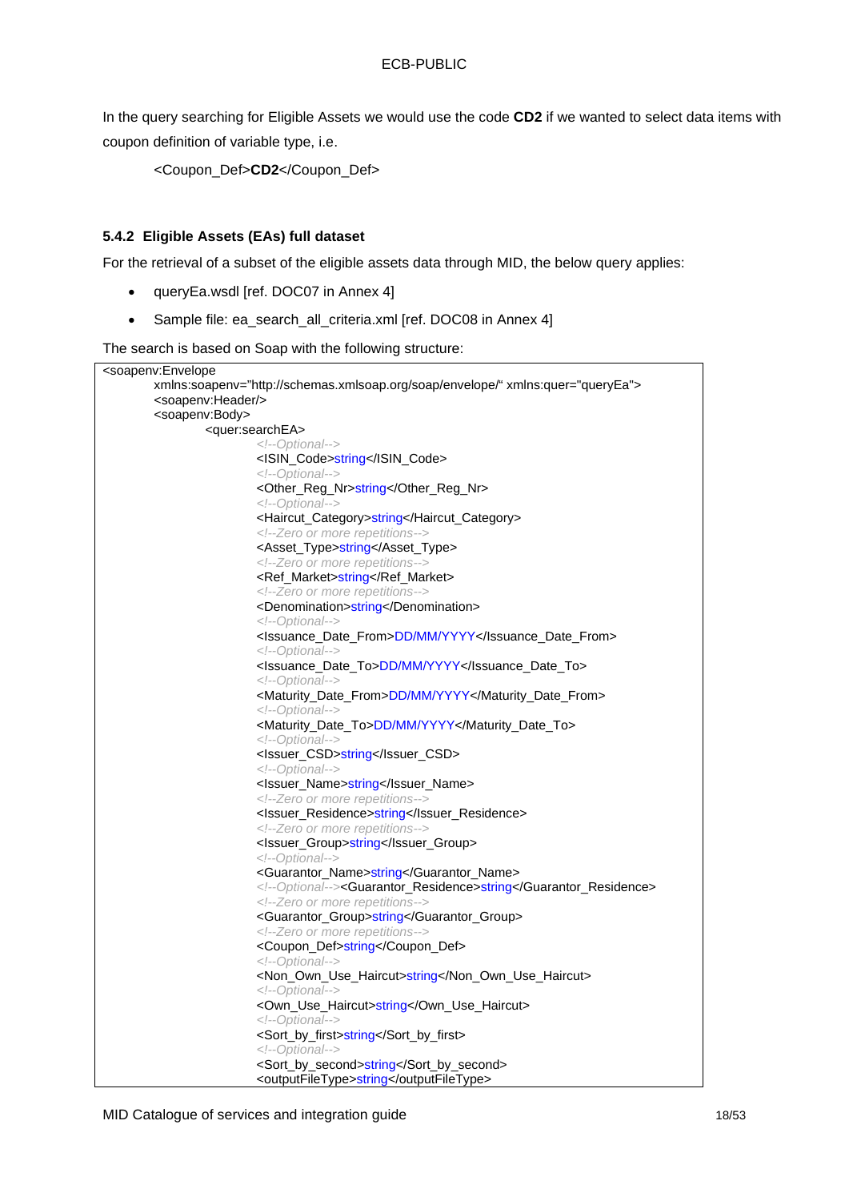In the query searching for Eligible Assets we would use the code **CD2** if we wanted to select data items with coupon definition of variable type, i.e.

<Coupon_Def>**CD2**</Coupon_Def>

### 5.4.2 Eligible Assets (EAs) full dataset

For the retrieval of a subset of the eligible assets data through MID, the below query applies:

- queryEa.wsdl [ref. DOC07 in Annex 4]
- Sample file: ea_search_all_criteria.xml [ref. DOC08 in Annex 4]

The search is based on Soap with the following structure:

```
<soapenv:Envelope
        xmlns:soapenv="http://schemas.xmlsoap.org/soap/envelope/" xmlns:quer="queryEa">
        <soapenv:Header/>
        <soapenv:Body>
                <quer:searchEA>
                        <!--Optional-->
                        <ISIN_Code>string</ISIN_Code>
                        <!--Optional-->
                        <Other_Reg_Nr>string</Other_Reg_Nr>
                        <!--Optional-->
                        <Haircut_Category>string</Haircut_Category>
                        <!--Zero or more repetitions-->
                        <Asset_Type>string</Asset_Type>
                        <!--Zero or more repetitions-->
                        <Ref_Market>string</Ref_Market>
                        <!--Zero or more repetitions-->
                        <Denomination>string</Denomination>
                        <!--Optional-->
                        <Issuance_Date_From>DD/MM/YYYY</Issuance_Date_From>
                        <!--Optional-->
                        <Issuance_Date_To>DD/MM/YYYY</Issuance_Date_To>
                        <!--Optional-->
                        <Maturity_Date_From>DD/MM/YYYY</Maturity_Date_From>
                        <!--Optional-->
                        <Maturity_Date_To>DD/MM/YYYY</Maturity_Date_To>
                        <!--Optional-->
                        <Issuer_CSD>string</Issuer_CSD>
                        <!--Optional-->
                        <Issuer_Name>string</Issuer_Name>
                        <!--Zero or more repetitions-->
                        <Issuer_Residence>string</Issuer_Residence>
                        <!--Zero or more repetitions-->
                        <Issuer_Group>string</Issuer_Group>
                        <!--Optional-->
                        <Guarantor_Name>string</Guarantor_Name>
                        <!--Optional--><Guarantor_Residence>string</Guarantor_Residence>
                        <!--Zero or more repetitions-->
                        <Guarantor_Group>string</Guarantor_Group>
                        <!--Zero or more repetitions-->
                        <Coupon_Def>string</Coupon_Def>
                        <!--Optional-->
                        <Non_Own_Use_Haircut>string</Non_Own_Use_Haircut>
                        <!--Optional-->
                        <Own_Use_Haircut>string</Own_Use_Haircut>
                        <!--Optional-->
                        <Sort_by_first>string</Sort_by_first>
                        <!--Optional-->
                        <Sort_by_second>string</Sort_by_second>
                        <outputFileType>string</outputFileType>
```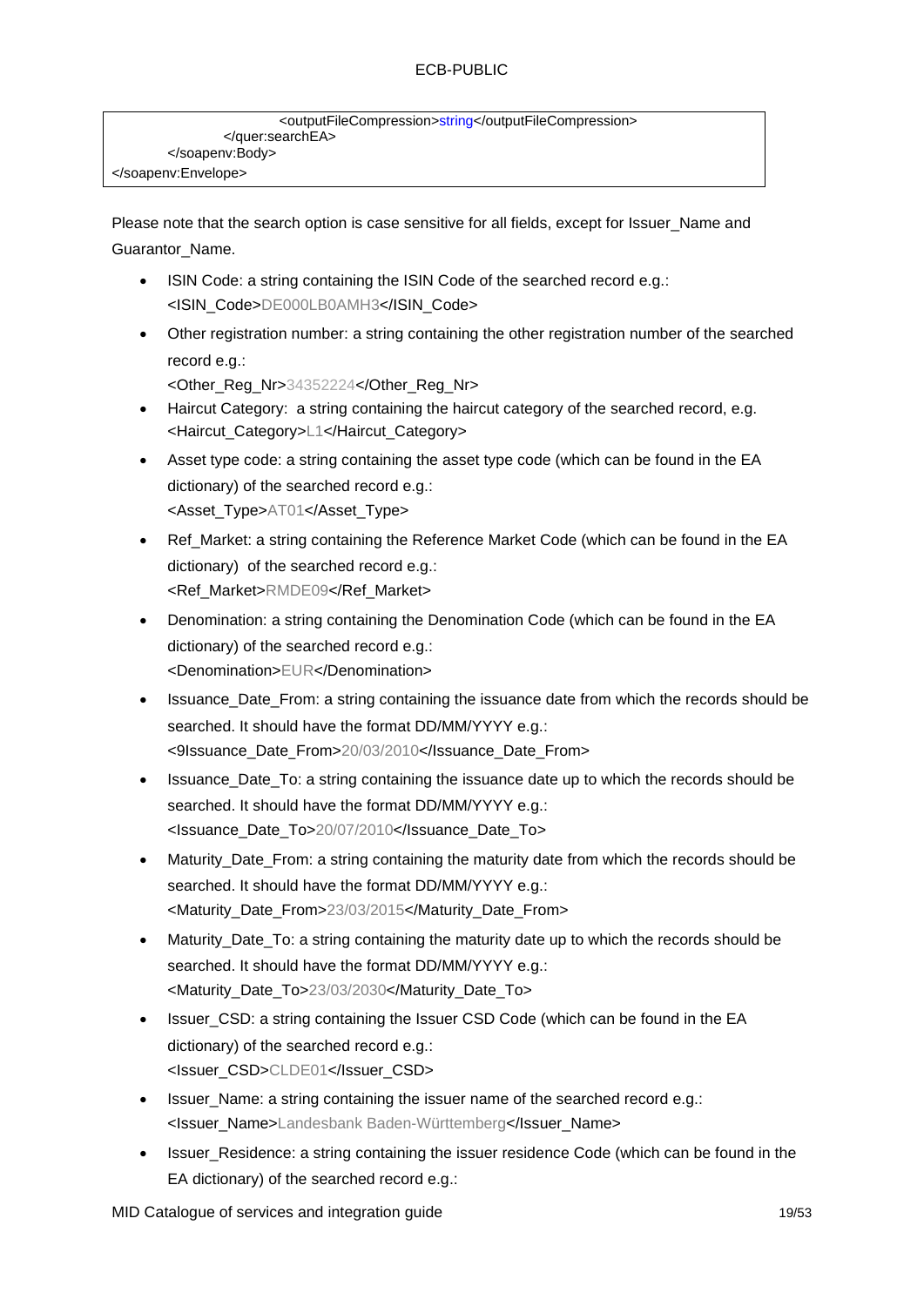```
                    <outputFileCompression>string</outputFileCompression>
            </quer:searchEA>
        </soapenv:Body>
</soapenv:Envelope>
```

Please note that the search option is case sensitive for all fields, except for Issuer_Name and Guarantor_Name.

- ISIN Code: a string containing the ISIN Code of the searched record e.g.: <ISIN_Code>DE000LB0AMH3</ISIN_Code>
- Other registration number: a string containing the other registration number of the searched record e.g.:
  <Other_Reg_Nr>34352224</Other_Reg_Nr>
- Haircut Category: a string containing the haircut category of the searched record, e.g. <Haircut_Category>L1</Haircut_Category>
- Asset type code: a string containing the asset type code (which can be found in the EA dictionary) of the searched record e.g.:
  <Asset_Type>AT01</Asset_Type>
- Ref_Market: a string containing the Reference Market Code (which can be found in the EA dictionary) of the searched record e.g.:
  <Ref_Market>RMDE09</Ref_Market>
- Denomination: a string containing the Denomination Code (which can be found in the EA dictionary) of the searched record e.g.:
  <Denomination>EUR</Denomination>
- Issuance_Date_From: a string containing the issuance date from which the records should be searched. It should have the format DD/MM/YYYY e.g.:
  <9Issuance_Date_From>20/03/2010</Issuance_Date_From>
- Issuance_Date_To: a string containing the issuance date up to which the records should be searched. It should have the format DD/MM/YYYY e.g.:
  <Issuance_Date_To>20/07/2010</Issuance_Date_To>
- Maturity_Date_From: a string containing the maturity date from which the records should be searched. It should have the format DD/MM/YYYY e.g.:
  <Maturity_Date_From>23/03/2015</Maturity_Date_From>
- Maturity_Date_To: a string containing the maturity date up to which the records should be searched. It should have the format DD/MM/YYYY e.g.:
  <Maturity_Date_To>23/03/2030</Maturity_Date_To>
- Issuer_CSD: a string containing the Issuer CSD Code (which can be found in the EA dictionary) of the searched record e.g.:
  <Issuer_CSD>CLDE01</Issuer_CSD>
- Issuer_Name: a string containing the issuer name of the searched record e.g.:
  <Issuer_Name>Landesbank Baden-Württemberg</Issuer_Name>
- Issuer_Residence: a string containing the issuer residence Code (which can be found in the EA dictionary) of the searched record e.g.: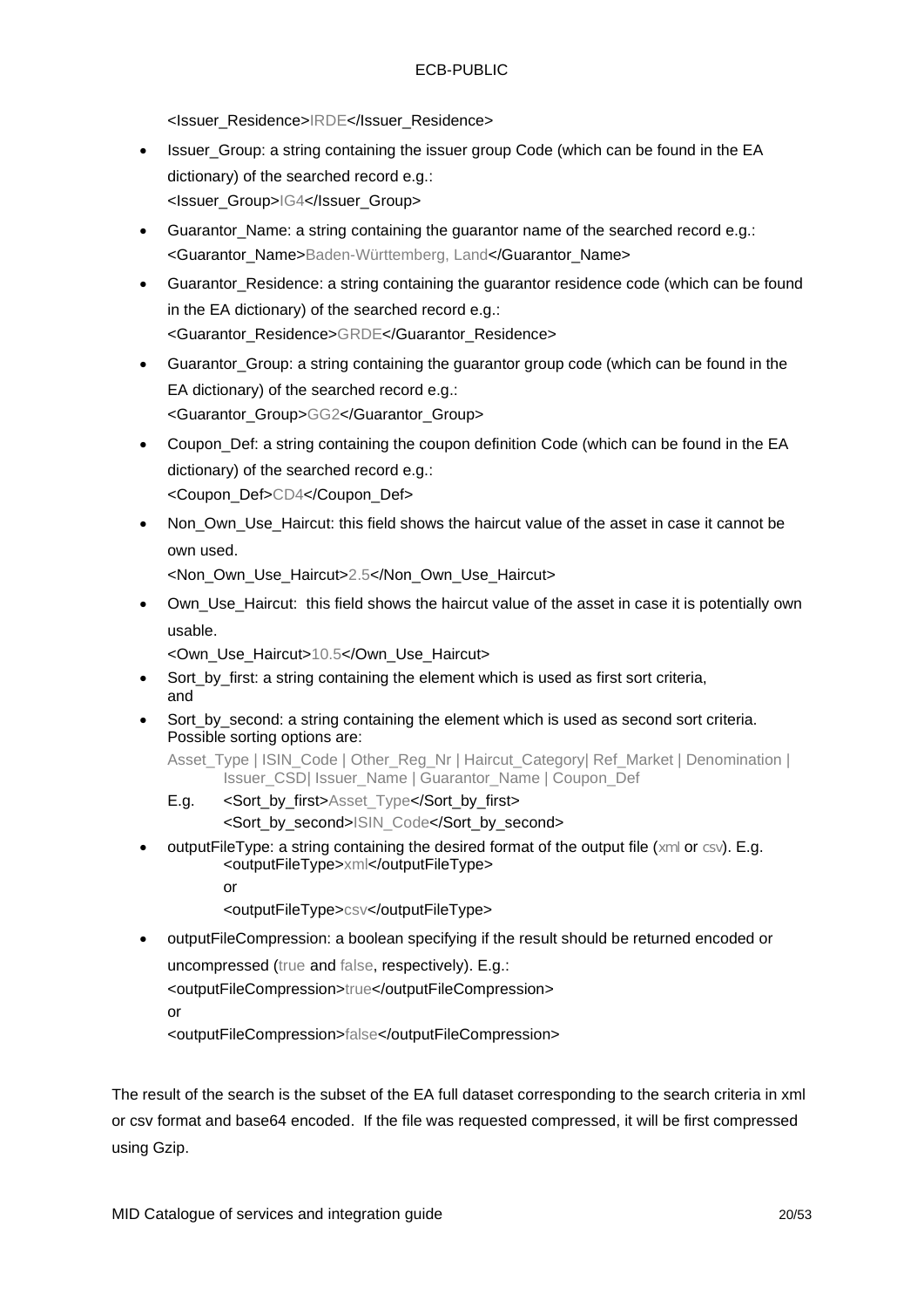<Issuer_Residence>IRDE</Issuer_Residence>

- Issuer_Group: a string containing the issuer group Code (which can be found in the EA dictionary) of the searched record e.g.:
  <Issuer_Group>IG4</Issuer_Group>
- Guarantor_Name: a string containing the guarantor name of the searched record e.g.:
  <Guarantor_Name>Baden-Württemberg, Land</Guarantor_Name>
- Guarantor_Residence: a string containing the guarantor residence code (which can be found in the EA dictionary) of the searched record e.g.:
  <Guarantor_Residence>GRDE</Guarantor_Residence>
- Guarantor_Group: a string containing the guarantor group code (which can be found in the EA dictionary) of the searched record e.g.:
  <Guarantor_Group>GG2</Guarantor_Group>
- Coupon_Def: a string containing the coupon definition Code (which can be found in the EA dictionary) of the searched record e.g.:
  <Coupon_Def>CD4</Coupon_Def>
- Non_Own_Use_Haircut: this field shows the haircut value of the asset in case it cannot be own used.
  <Non_Own_Use_Haircut>2.5</Non_Own_Use_Haircut>
- Own_Use_Haircut: this field shows the haircut value of the asset in case it is potentially own usable.
  <Own_Use_Haircut>10.5</Own_Use_Haircut>
- Sort_by_first: a string containing the element which is used as first sort criteria, and
- Sort_by_second: a string containing the element which is used as second sort criteria. Possible sorting options are:
  Asset_Type | ISIN_Code | Other_Reg_Nr | Haircut_Category| Ref_Market | Denomination | Issuer_CSD| Issuer_Name | Guarantor_Name | Coupon_Def
  E.g. <Sort_by_first>Asset_Type</Sort_by_first>
  <Sort_by_second>ISIN_Code</Sort_by_second>
- outputFileType: a string containing the desired format of the output file (xml or csv). E.g.
  <outputFileType>xml</outputFileType>
  or
  <outputFileType>csv</outputFileType>
- outputFileCompression: a boolean specifying if the result should be returned encoded or uncompressed (true and false, respectively). E.g.:
  <outputFileCompression>true</outputFileCompression>
  or
  <outputFileCompression>false</outputFileCompression>

The result of the search is the subset of the EA full dataset corresponding to the search criteria in xml or csv format and base64 encoded. If the file was requested compressed, it will be first compressed using Gzip.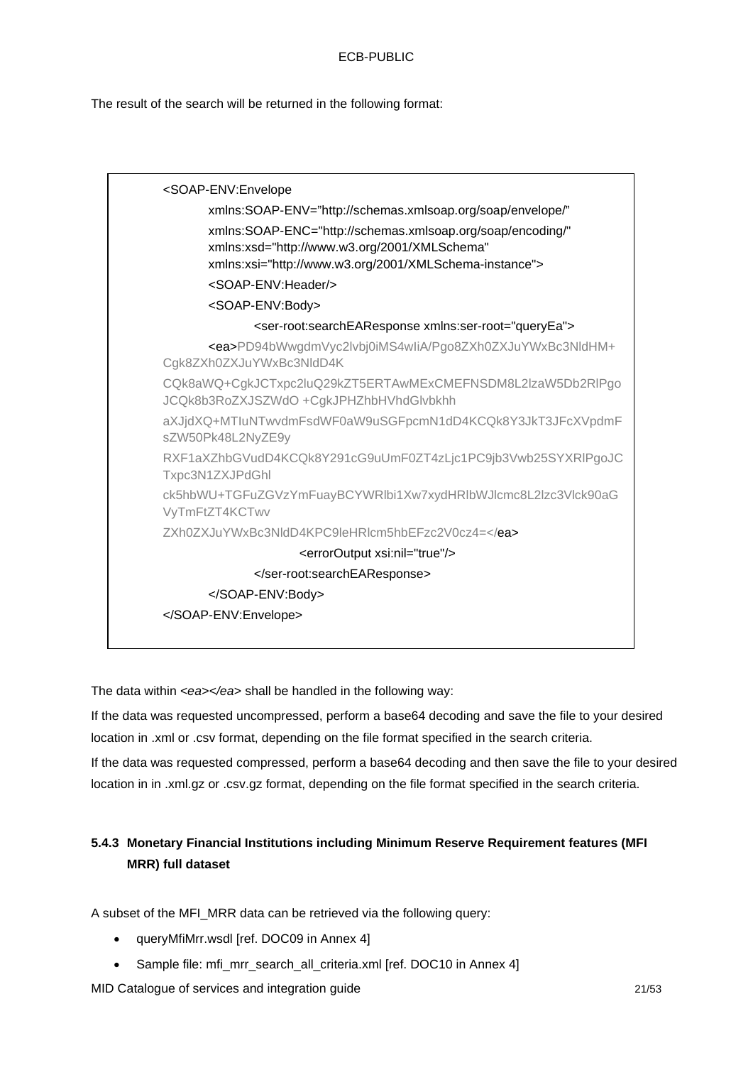The result of the search will be returned in the following format:

```
<SOAP-ENV:Envelope
        xmlns:SOAP-ENV="http://schemas.xmlsoap.org/soap/envelope/"
        xmlns:SOAP-ENC="http://schemas.xmlsoap.org/soap/encoding/"
        xmlns:xsd="http://www.w3.org/2001/XMLSchema"
        xmlns:xsi="http://www.w3.org/2001/XMLSchema-instance">
        <SOAP-ENV:Header/>
        <SOAP-ENV:Body>
                <ser-root:searchEAResponse xmlns:ser-root="queryEa">
        <ea>PD94bWwgdmVyc2lvbj0iMS4wIiA/Pgo8ZXh0ZXJuYWxBc3NldHM+
Cgk8ZXh0ZXJuYWxBc3NldD4K
CQk8aWQ+CgkJCTxpc2luQ29kZT5ERTAwMExCMEFNSDM8L2lzaW5Db2RlPgo
JCQk8b3RoZXJSZWdO +CgkJPHZhbHVhdGlvbkhh
aXJjdXQ+MTIuNTwvdmFsdWF0aW9uSGFpcmN1dD4KCQk8Y3JkT3JFcXVpdmF
sZW50Pk48L2NyZE9y
RXF1aXZhbGVudD4KCQk8Y291cG9uUmF0ZT4zLjc1PC9jb3Vwb25SYXRlPgoJC
Txpc3N1ZXJPdGhl
ck5hbWU+TGFuZGVzYmFuayBCYWRlbi1Xw7xydHRlbWJlcmc8L2lzc3Vlck90aG
VyTmFtZT4KCTwv
ZXh0ZXJuYWxBc3NldD4KPC9leHRlcm5hbEFzc2V0cz4=</ea>
                        <errorOutput xsi:nil="true"/>
                </ser-root:searchEAResponse>
        </SOAP-ENV:Body>
</SOAP-ENV:Envelope>
```

The data within *<ea></ea>* shall be handled in the following way:

If the data was requested uncompressed, perform a base64 decoding and save the file to your desired location in .xml or .csv format, depending on the file format specified in the search criteria.

If the data was requested compressed, perform a base64 decoding and then save the file to your desired location in in .xml.gz or .csv.gz format, depending on the file format specified in the search criteria.

### 5.4.3 Monetary Financial Institutions including Minimum Reserve Requirement features (MFI MRR) full dataset

A subset of the MFI_MRR data can be retrieved via the following query:

- queryMfiMrr.wsdl [ref. DOC09 in Annex 4]
- Sample file: mfi_mrr_search_all_criteria.xml [ref. DOC10 in Annex 4]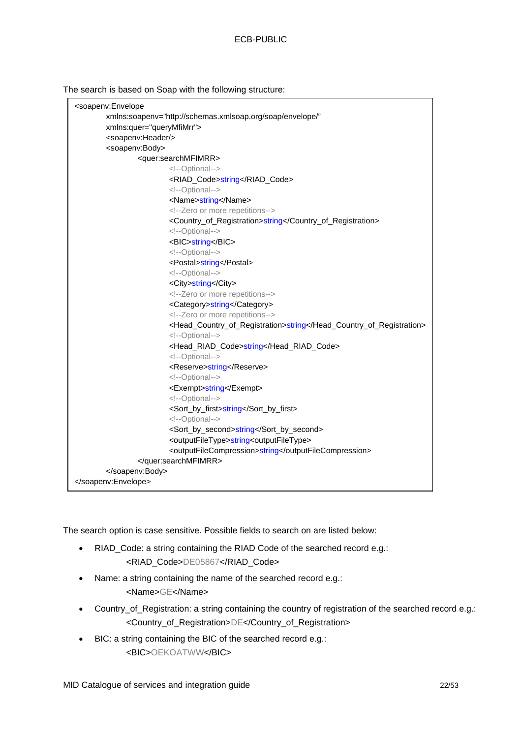The search is based on Soap with the following structure:

```
<soapenv:Envelope
        xmlns:soapenv="http://schemas.xmlsoap.org/soap/envelope/"
        xmlns:quer="queryMfiMrr">
        <soapenv:Header/>
        <soapenv:Body>
                <quer:searchMFIMRR>
                        <!--Optional-->
                        <RIAD_Code>string</RIAD_Code>
                        <!--Optional-->
                        <Name>string</Name>
                        <!--Zero or more repetitions-->
                        <Country_of_Registration>string</Country_of_Registration>
                        <!--Optional-->
                        <BIC>string</BIC>
                        <!--Optional-->
                        <Postal>string</Postal>
                        <!--Optional-->
                        <City>string</City>
                        <!--Zero or more repetitions-->
                        <Category>string</Category>
                        <!--Zero or more repetitions-->
                        <Head_Country_of_Registration>string</Head_Country_of_Registration>
                        <!--Optional-->
                        <Head_RIAD_Code>string</Head_RIAD_Code>
                        <!--Optional-->
                        <Reserve>string</Reserve>
                        <!--Optional-->
                        <Exempt>string</Exempt>
                        <!--Optional-->
                        <Sort_by_first>string</Sort_by_first>
                        <!--Optional-->
                        <Sort_by_second>string</Sort_by_second>
                        <outputFileType>string<outputFileType>
                        <outputFileCompression>string</outputFileCompression>
                </quer:searchMFIMRR>
        </soapenv:Body>
</soapenv:Envelope>
```

The search option is case sensitive. Possible fields to search on are listed below:

- RIAD_Code: a string containing the RIAD Code of the searched record e.g.:
  `<RIAD_Code>DE05867</RIAD_Code>`
- Name: a string containing the name of the searched record e.g.:
  `<Name>GE</Name>`
- Country_of_Registration: a string containing the country of registration of the searched record e.g.:
  `<Country_of_Registration>DE</Country_of_Registration>`
- BIC: a string containing the BIC of the searched record e.g.:
  `<BIC>OEKOATWW</BIC>`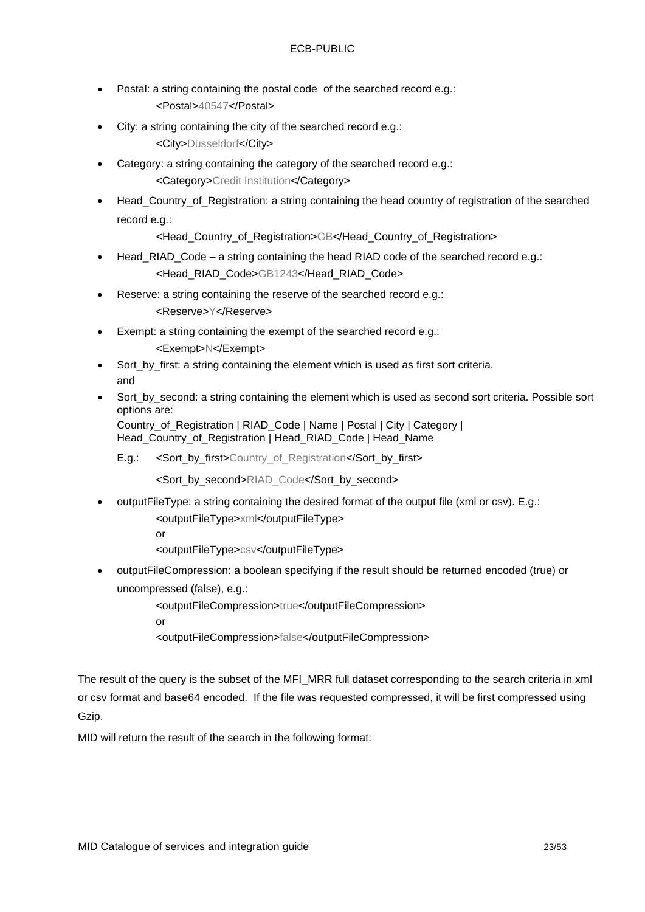- Postal: a string containing the postal code of the searched record e.g.:
  
  <Postal>40547</Postal>
- City: a string containing the city of the searched record e.g.:
  
  <City>Düsseldorf</City>
- Category: a string containing the category of the searched record e.g.:
  
  <Category>Credit Institution</Category>
- Head_Country_of_Registration: a string containing the head country of registration of the searched record e.g.:
  
  <Head_Country_of_Registration>GB</Head_Country_of_Registration>
- Head_RIAD_Code – a string containing the head RIAD code of the searched record e.g.:
  
  <Head_RIAD_Code>GB1243</Head_RIAD_Code>
- Reserve: a string containing the reserve of the searched record e.g.:
  
  <Reserve>Y</Reserve>
- Exempt: a string containing the exempt of the searched record e.g.:
  
  <Exempt>N</Exempt>
- Sort_by_first: a string containing the element which is used as first sort criteria.
  
  and
- Sort_by_second: a string containing the element which is used as second sort criteria. Possible sort options are:
  
  Country_of_Registration | RIAD_Code | Name | Postal | City | Category | Head_Country_of_Registration | Head_RIAD_Code | Head_Name
  
  E.g.: <Sort_by_first>Country_of_Registration</Sort_by_first>
  
  <Sort_by_second>RIAD_Code</Sort_by_second>
- outputFileType: a string containing the desired format of the output file (xml or csv). E.g.:
  
  <outputFileType>xml</outputFileType>
  
  or
  
  <outputFileType>csv</outputFileType>
- outputFileCompression: a boolean specifying if the result should be returned encoded (true) or uncompressed (false), e.g.:
  
  <outputFileCompression>true</outputFileCompression>
  
  or
  
  <outputFileCompression>false</outputFileCompression>

The result of the query is the subset of the MFI_MRR full dataset corresponding to the search criteria in xml or csv format and base64 encoded. If the file was requested compressed, it will be first compressed using Gzip.

MID will return the result of the search in the following format: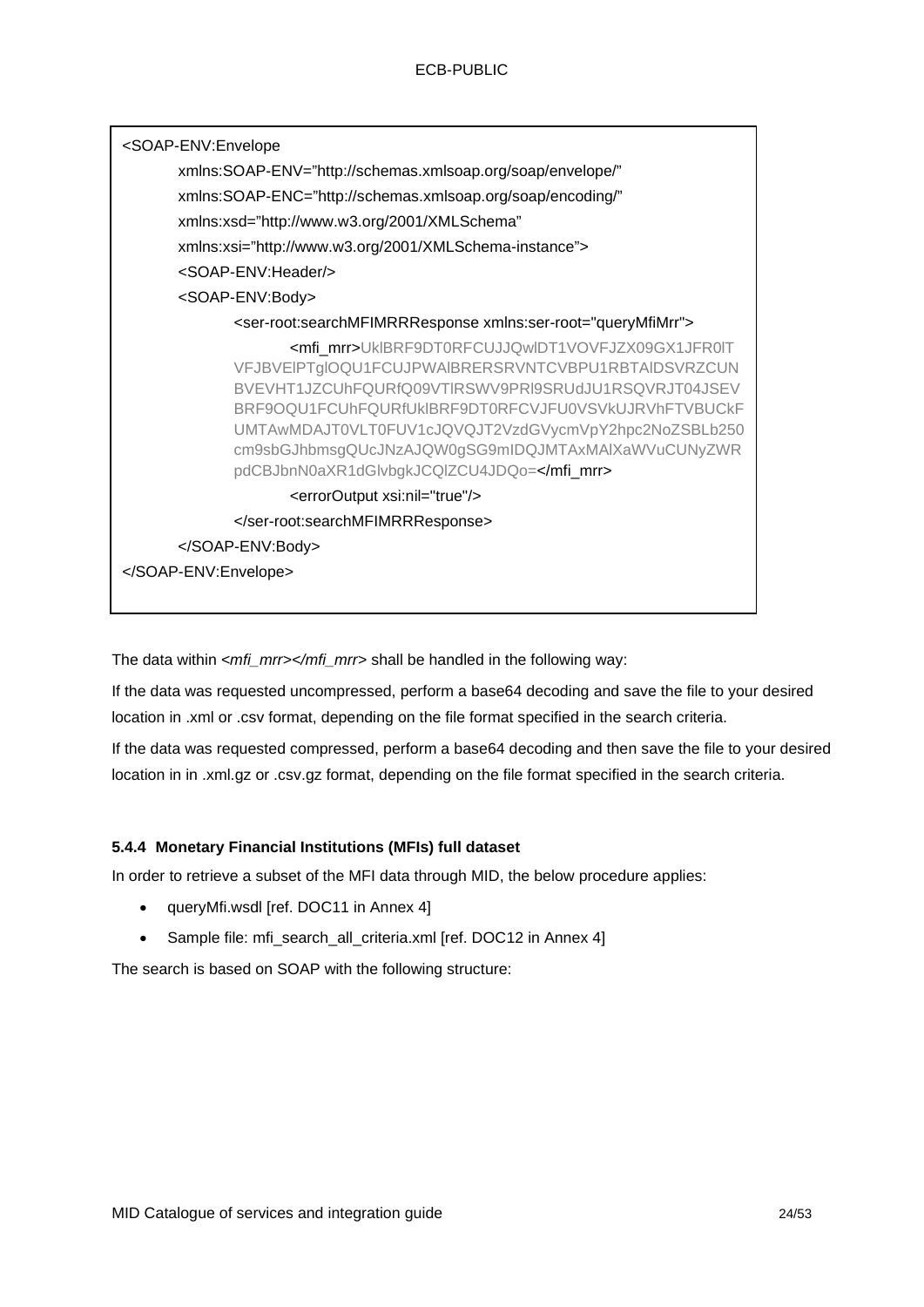```
<SOAP-ENV:Envelope
    xmlns:SOAP-ENV="http://schemas.xmlsoap.org/soap/envelope/"
    xmlns:SOAP-ENC="http://schemas.xmlsoap.org/soap/encoding/"
    xmlns:xsd="http://www.w3.org/2001/XMLSchema"
    xmlns:xsi="http://www.w3.org/2001/XMLSchema-instance">
    <SOAP-ENV:Header/>
    <SOAP-ENV:Body>
        <ser-root:searchMFIMRRResponse xmlns:ser-root="queryMfiMrr">
            <mfi_mrr>UklBRF9DT0RFCUJJQwlDT1VOVFJZX09GX1JFR0lT
VFJBVElPTglOQU1FCUJPWAlBRERSRVNTCVBPU1RBTAlDSVRZCUN
BVEVHT1JZCUhFQURfQ09VTlRSWV9PRl9SRUdJU1RSQVRJT04JSEV
BRF9OQU1FCUhFQURfUklBRF9DT0RFCVJFU0VSVkUJRVhFTVBUCkF
UMTAwMDAJT0VLT0FUV1cJQVQJT2VzdGVycmVpY2hpc2NoZSBLb250
cm9sbGJhbmsgQUcJNzAJQW0gSG9mIDQJMTAxMAlXaWVuCUNyZWR
pdCBJbnN0aXR1dGlvbgkJCQlZCU4JDQo=</mfi_mrr>
            <errorOutput xsi:nil="true"/>
        </ser-root:searchMFIMRRResponse>
    </SOAP-ENV:Body>
</SOAP-ENV:Envelope>
```

The data within *<mfi_mrr></mfi_mrr>* shall be handled in the following way:

If the data was requested uncompressed, perform a base64 decoding and save the file to your desired location in .xml or .csv format, depending on the file format specified in the search criteria.

If the data was requested compressed, perform a base64 decoding and then save the file to your desired location in in .xml.gz or .csv.gz format, depending on the file format specified in the search criteria.

#### 5.4.4 Monetary Financial Institutions (MFIs) full dataset

In order to retrieve a subset of the MFI data through MID, the below procedure applies:

- queryMfi.wsdl [ref. DOC11 in Annex 4]
- Sample file: mfi_search_all_criteria.xml [ref. DOC12 in Annex 4]

The search is based on SOAP with the following structure: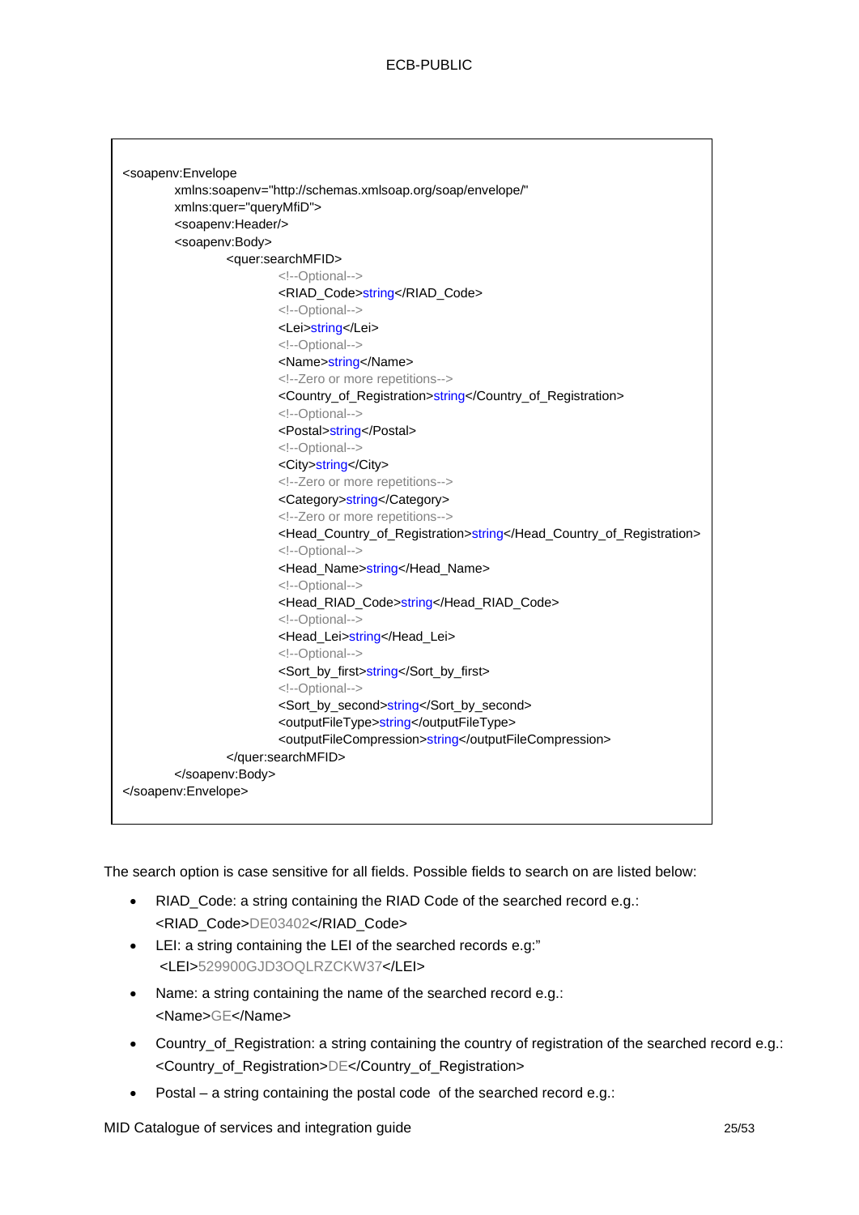```
<soapenv:Envelope
        xmlns:soapenv="http://schemas.xmlsoap.org/soap/envelope/"
        xmlns:quer="queryMfiD">
        <soapenv:Header/>
        <soapenv:Body>
                <quer:searchMFID>
                        <!--Optional-->
                        <RIAD_Code>string</RIAD_Code>
                        <!--Optional-->
                        <Lei>string</Lei>
                        <!--Optional-->
                        <Name>string</Name>
                        <!--Zero or more repetitions-->
                        <Country_of_Registration>string</Country_of_Registration>
                        <!--Optional-->
                        <Postal>string</Postal>
                        <!--Optional-->
                        <City>string</City>
                        <!--Zero or more repetitions-->
                        <Category>string</Category>
                        <!--Zero or more repetitions-->
                        <Head_Country_of_Registration>string</Head_Country_of_Registration>
                        <!--Optional-->
                        <Head_Name>string</Head_Name>
                        <!--Optional-->
                        <Head_RIAD_Code>string</Head_RIAD_Code>
                        <!--Optional-->
                        <Head_Lei>string</Head_Lei>
                        <!--Optional-->
                        <Sort_by_first>string</Sort_by_first>
                        <!--Optional-->
                        <Sort_by_second>string</Sort_by_second>
                        <outputFileType>string</outputFileType>
                        <outputFileCompression>string</outputFileCompression>
                </quer:searchMFID>
        </soapenv:Body>
</soapenv:Envelope>
```

The search option is case sensitive for all fields. Possible fields to search on are listed below:

- RIAD_Code: a string containing the RIAD Code of the searched record e.g.: <RIAD_Code>DE03402</RIAD_Code>
- LEI: a string containing the LEI of the searched records e.g:" <LEI>529900GJD3OQLRZCKW37</LEI>
- Name: a string containing the name of the searched record e.g.: <Name>GE</Name>
- Country_of_Registration: a string containing the country of registration of the searched record e.g.: <Country_of_Registration>DE</Country_of_Registration>
- Postal – a string containing the postal code of the searched record e.g.: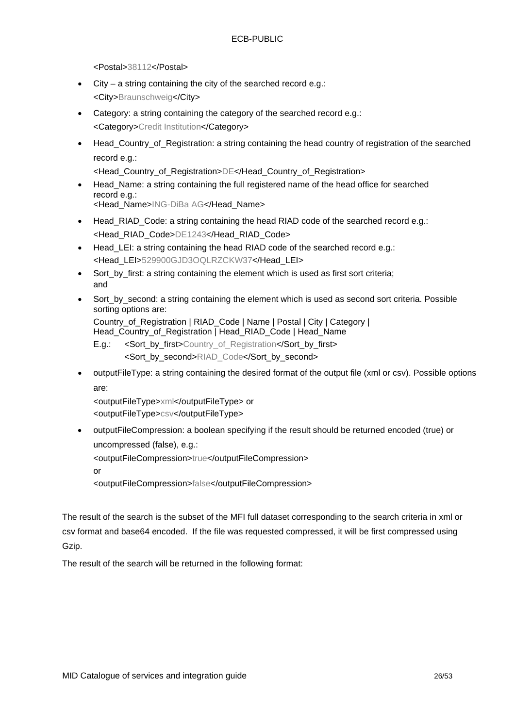<Postal>38112</Postal>

- City – a string containing the city of the searched record e.g.:
  <City>Braunschweig</City>
- Category: a string containing the category of the searched record e.g.:
  <Category>Credit Institution</Category>
- Head_Country_of_Registration: a string containing the head country of registration of the searched record e.g.:
  <Head_Country_of_Registration>DE</Head_Country_of_Registration>
- Head_Name: a string containing the full registered name of the head office for searched record e.g.:
  <Head_Name>ING-DiBa AG</Head_Name>
- Head_RIAD_Code: a string containing the head RIAD code of the searched record e.g.:
  <Head_RIAD_Code>DE1243</Head_RIAD_Code>
- Head_LEI: a string containing the head RIAD code of the searched record e.g.:
  <Head_LEI>529900GJD3OQLRZCKW37</Head_LEI>
- Sort_by_first: a string containing the element which is used as first sort criteria; and
- Sort_by_second: a string containing the element which is used as second sort criteria. Possible sorting options are:
  Country_of_Registration | RIAD_Code | Name | Postal | City | Category | Head_Country_of_Registration | Head_RIAD_Code | Head_Name
  E.g.: <Sort_by_first>Country_of_Registration</Sort_by_first>
  <Sort_by_second>RIAD_Code</Sort_by_second>
- outputFileType: a string containing the desired format of the output file (xml or csv). Possible options are:
  <outputFileType>xml</outputFileType> or
  <outputFileType>csv</outputFileType>
- outputFileCompression: a boolean specifying if the result should be returned encoded (true) or uncompressed (false), e.g.:
  <outputFileCompression>true</outputFileCompression>
  or
  <outputFileCompression>false</outputFileCompression>

The result of the search is the subset of the MFI full dataset corresponding to the search criteria in xml or csv format and base64 encoded. If the file was requested compressed, it will be first compressed using Gzip.

The result of the search will be returned in the following format: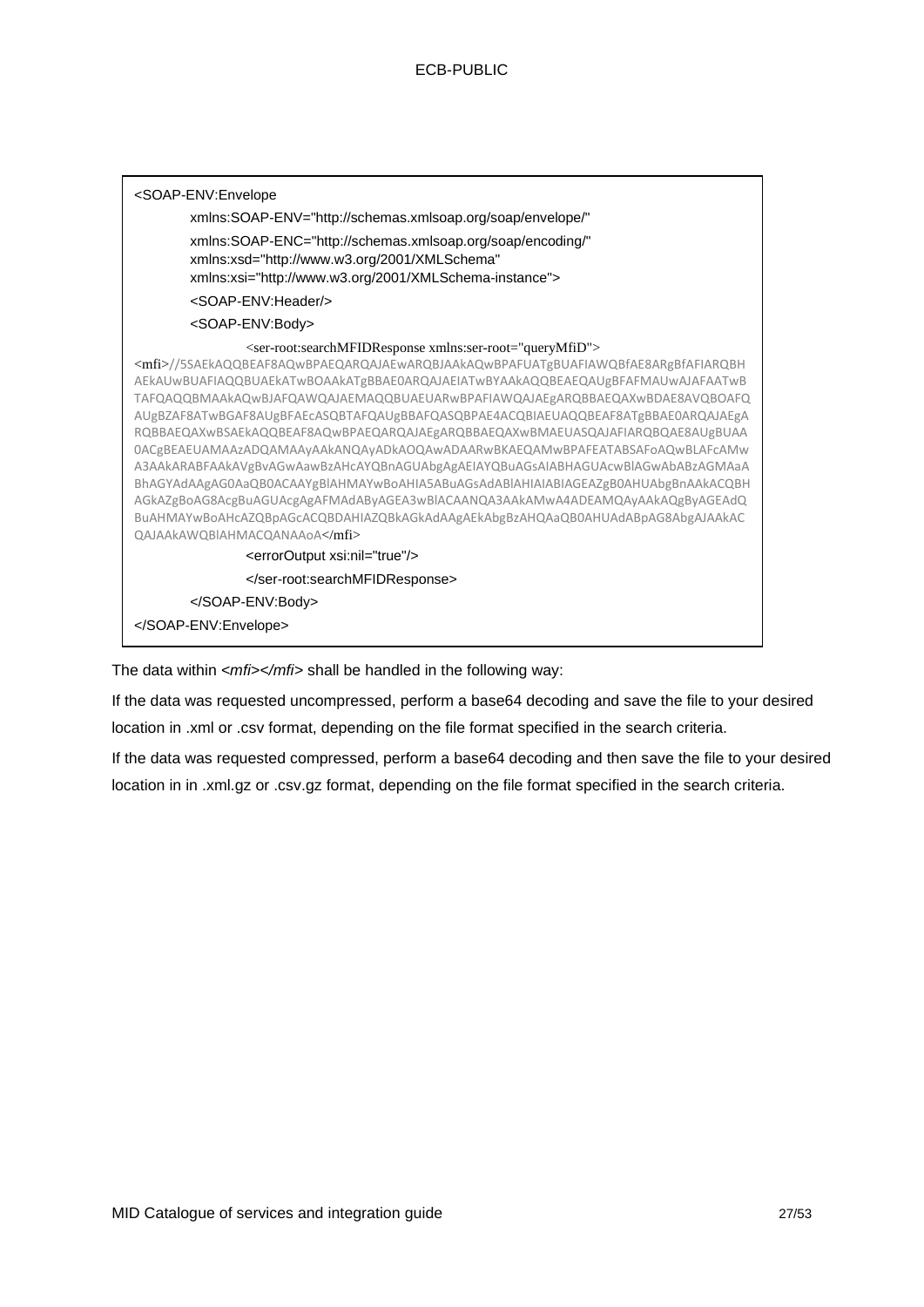```
<SOAP-ENV:Envelope
        xmlns:SOAP-ENV="http://schemas.xmlsoap.org/soap/envelope/"
        xmlns:SOAP-ENC="http://schemas.xmlsoap.org/soap/encoding/"
        xmlns:xsd="http://www.w3.org/2001/XMLSchema"
        xmlns:xsi="http://www.w3.org/2001/XMLSchema-instance">
        <SOAP-ENV:Header/>
        <SOAP-ENV:Body>
                <ser-root:searchMFIDResponse xmlns:ser-root="queryMfiD">
<mfi>//5SAEkAQQBEAF8AQwBPAEQARQAJAEwARQBJAAkAQwBPAFUATgBUAFIAWQBfAE8ARgBfAFIARQBH
AEkAUwBUAFIAQQBUAEkATwBOAAkATgBBAE0ARQAJAEIATwBYAAkAQQBEAEQAUgBFAFMAUwAJAFAATwB
TAFQAQQBMAAkAQwBJAFQAWQAJAEMAQQBUAEUARwBPAFIAWQAJAEgARQBBAEQAXwBDAE8AVQBOAFQ
AUgBZAF8ATwBGAF8AUgBFAEcASQBTAFQAUgBBAFQASQBPAE4ACQBIAEUAQQBEAF8ATgBBAE0ARQAJAEgA
RQBBAEQAXwBSAEkAQQBEAF8AQwBPAEQARQAJAEgARQBBAEQAXwBMAEUASQAJAFIARQBQAE8AUgBUAA
0ACgBEAEUAMAAzADQAMAAyAAkANQAyADkAOQAwADAARwBKAEQAMwBPAFEATABSAFoAQwBLAFcAMw
A3AAkARABFAAkAVgBvAGwAawBzAHcAYQBnAGUAbgBgAEIAYQBuAGsAIABHAGUAcwBlAGwAbABzAGMAaA
BhAGYAdAAgAG0AaQB0ACAAYgBlAHMAYwBoAHIA5ABuAGsAdABlAHIAIABIAGEAZgB0AHUAbgBnAAkACQBH
AGkAZgBoAG8AcgBuAGUAcgAgAFMAdAByAGEA3wBlACAANQA3AAkAMwA4ADEAMQAyAAkAQgByAGEAdQ
BuAHMAYwBoAHcAZQBpAGcACQBDAHIAZQBkAGkAdAAgAEkAbgBzAHQAaQB0AHUAdABpAG8AbgAJAAkAC
QAJAAkAWQBlAHMACQANAAoA</mfi>
                <errorOutput xsi:nil="true"/>
                </ser-root:searchMFIDResponse>
        </SOAP-ENV:Body>
</SOAP-ENV:Envelope>
```

The data within *<mfi></mfi>* shall be handled in the following way:

If the data was requested uncompressed, perform a base64 decoding and save the file to your desired location in .xml or .csv format, depending on the file format specified in the search criteria.

If the data was requested compressed, perform a base64 decoding and then save the file to your desired location in in .xml.gz or .csv.gz format, depending on the file format specified in the search criteria.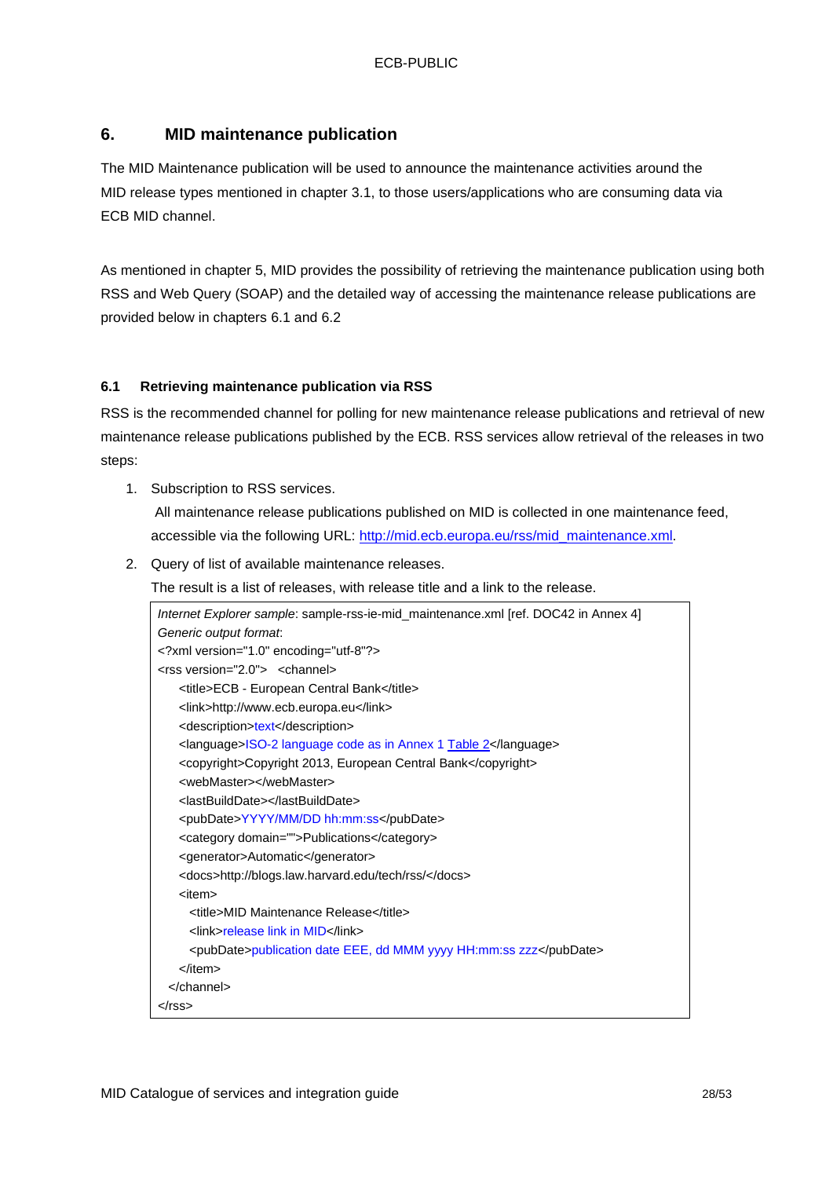## 6. MID maintenance publication

The MID Maintenance publication will be used to announce the maintenance activities around the MID release types mentioned in chapter 3.1, to those users/applications who are consuming data via ECB MID channel.

As mentioned in chapter 5, MID provides the possibility of retrieving the maintenance publication using both RSS and Web Query (SOAP) and the detailed way of accessing the maintenance release publications are provided below in chapters 6.1 and 6.2

### 6.1 Retrieving maintenance publication via RSS

RSS is the recommended channel for polling for new maintenance release publications and retrieval of new maintenance release publications published by the ECB. RSS services allow retrieval of the releases in two steps:

1. Subscription to RSS services.
   All maintenance release publications published on MID is collected in one maintenance feed, accessible via the following URL: http://mid.ecb.europa.eu/rss/mid_maintenance.xml.
2. Query of list of available maintenance releases.
   The result is a list of releases, with release title and a link to the release.

*Internet Explorer sample*: sample-rss-ie-mid_maintenance.xml [ref. DOC42 in Annex 4]
*Generic output format*:

```
<?xml version="1.0" encoding="utf-8"?>
<rss version="2.0">  <channel>
    <title>ECB - European Central Bank</title>
    <link>http://www.ecb.europa.eu</link>
    <description>text</description>
    <language>ISO-2 language code as in Annex 1 Table 2</language>
    <copyright>Copyright 2013, European Central Bank</copyright>
    <webMaster></webMaster>
    <lastBuildDate></lastBuildDate>
    <pubDate>YYYY/MM/DD hh:mm:ss</pubDate>
    <category domain="">Publications</category>
    <generator>Automatic</generator>
    <docs>http://blogs.law.harvard.edu/tech/rss/</docs>
    <item>
      <title>MID Maintenance Release</title>
      <link>release link in MID</link>
      <pubDate>publication date EEE, dd MMM yyyy HH:mm:ss zzz</pubDate>
    </item>
  </channel>
</rss>
```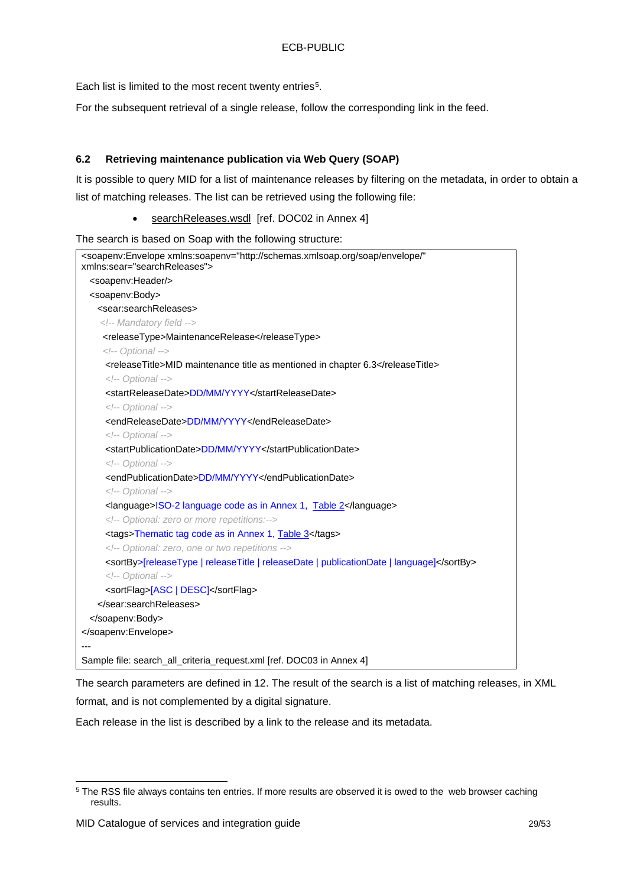Each list is limited to the most recent twenty entries[5].

For the subsequent retrieval of a single release, follow the corresponding link in the feed.

### 6.2 Retrieving maintenance publication via Web Query (SOAP)

It is possible to query MID for a list of maintenance releases by filtering on the metadata, in order to obtain a list of matching releases. The list can be retrieved using the following file:

- searchReleases.wsdl [ref. DOC02 in Annex 4]

The search is based on Soap with the following structure:

```
<soapenv:Envelope xmlns:soapenv="http://schemas.xmlsoap.org/soap/envelope/"
xmlns:sear="searchReleases">
  <soapenv:Header/>
  <soapenv:Body>
    <sear:searchReleases>
     <!-- Mandatory field -->
      <releaseType>MaintenanceRelease</releaseType>
      <!-- Optional -->
       <releaseTitle>MID maintenance title as mentioned in chapter 6.3</releaseTitle>
       <!-- Optional -->
       <startReleaseDate>DD/MM/YYYY</startReleaseDate>
       <!-- Optional -->
       <endReleaseDate>DD/MM/YYYY</endReleaseDate>
       <!-- Optional -->
       <startPublicationDate>DD/MM/YYYY</startPublicationDate>
       <!-- Optional -->
       <endPublicationDate>DD/MM/YYYY</endPublicationDate>
       <!-- Optional -->
       <language>ISO-2 language code as in Annex 1, Table 2</language>
       <!-- Optional: zero or more repetitions:-->
       <tags>Thematic tag code as in Annex 1, Table 3</tags>
       <!-- Optional: zero, one or two repetitions -->
       <sortBy>[releaseType | releaseTitle | releaseDate | publicationDate | language]</sortBy>
       <!-- Optional -->
       <sortFlag>[ASC | DESC]</sortFlag>
    </sear:searchReleases>
  </soapenv:Body>
</soapenv:Envelope>
---
Sample file: search_all_criteria_request.xml [ref. DOC03 in Annex 4]
```

The search parameters are defined in 12. The result of the search is a list of matching releases, in XML format, and is not complemented by a digital signature.

Each release in the list is described by a link to the release and its metadata.

---

[5] The RSS file always contains ten entries. If more results are observed it is owed to the web browser caching results.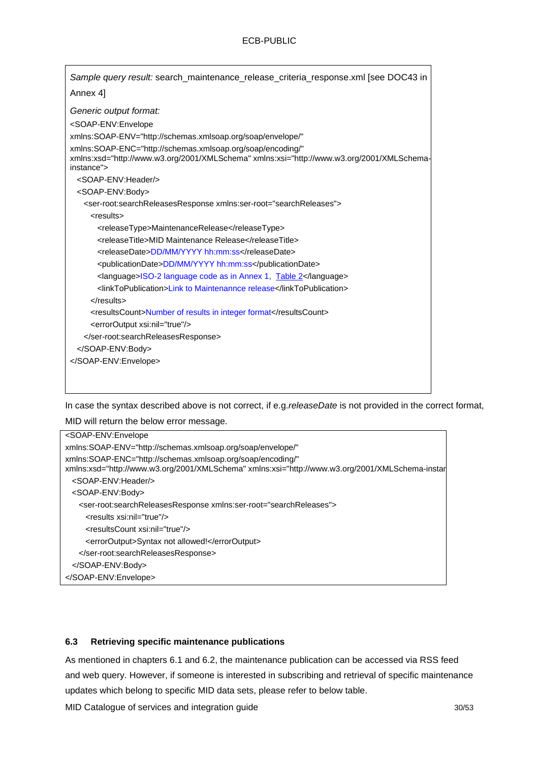*Sample query result:* search_maintenance_release_criteria_response.xml [see DOC43 in Annex 4]

*Generic output format:*

```
<SOAP-ENV:Envelope
xmlns:SOAP-ENV="http://schemas.xmlsoap.org/soap/envelope/"
xmlns:SOAP-ENC="http://schemas.xmlsoap.org/soap/encoding/"
xmlns:xsd="http://www.w3.org/2001/XMLSchema" xmlns:xsi="http://www.w3.org/2001/XMLSchema-instance">
  <SOAP-ENV:Header/>
  <SOAP-ENV:Body>
    <ser-root:searchReleasesResponse xmlns:ser-root="searchReleases">
      <results>
        <releaseType>MaintenanceRelease</releaseType>
        <releaseTitle>MID Maintenance Release</releaseTitle>
        <releaseDate>DD/MM/YYYY hh:mm:ss</releaseDate>
        <publicationDate>DD/MM/YYYY hh:mm:ss</publicationDate>
        <language>ISO-2 language code as in Annex 1, Table 2</language>
        <linkToPublication>Link to Maintenannce release</linkToPublication>
      </results>
      <resultsCount>Number of results in integer format</resultsCount>
      <errorOutput xsi:nil="true"/>
    </ser-root:searchReleasesResponse>
  </SOAP-ENV:Body>
</SOAP-ENV:Envelope>
```

In case the syntax described above is not correct, if e.g.*releaseDate* is not provided in the correct format, MID will return the below error message.

```
<SOAP-ENV:Envelope
xmlns:SOAP-ENV="http://schemas.xmlsoap.org/soap/envelope/"
xmlns:SOAP-ENC="http://schemas.xmlsoap.org/soap/encoding/"
xmlns:xsd="http://www.w3.org/2001/XMLSchema" xmlns:xsi="http://www.w3.org/2001/XMLSchema-instar
  <SOAP-ENV:Header/>
  <SOAP-ENV:Body>
    <ser-root:searchReleasesResponse xmlns:ser-root="searchReleases">
      <results xsi:nil="true"/>
      <resultsCount xsi:nil="true"/>
      <errorOutput>Syntax not allowed!</errorOutput>
    </ser-root:searchReleasesResponse>
  </SOAP-ENV:Body>
</SOAP-ENV:Envelope>
```

### 6.3 Retrieving specific maintenance publications

As mentioned in chapters 6.1 and 6.2, the maintenance publication can be accessed via RSS feed and web query. However, if someone is interested in subscribing and retrieval of specific maintenance updates which belong to specific MID data sets, please refer to below table.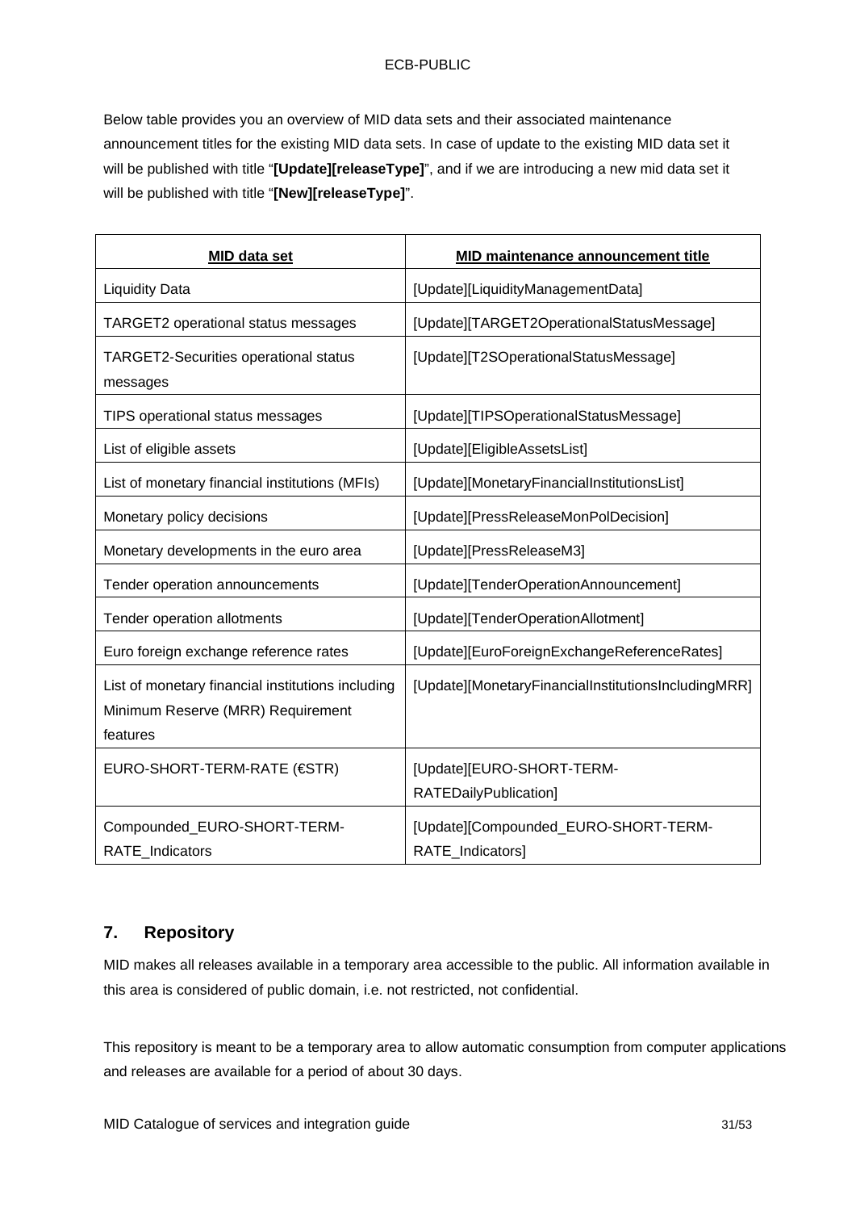Below table provides you an overview of MID data sets and their associated maintenance announcement titles for the existing MID data sets. In case of update to the existing MID data set it will be published with title “**[Update][releaseType]**”, and if we are introducing a new mid data set it will be published with title “**[New][releaseType]**”.

| MID data set | MID maintenance announcement title |
| --- | --- |
| Liquidity Data | [Update][LiquidityManagementData] |
| TARGET2 operational status messages | [Update][TARGET2OperationalStatusMessage] |
| TARGET2-Securities operational status messages | [Update][T2SOperationalStatusMessage] |
| TIPS operational status messages | [Update][TIPSOperationalStatusMessage] |
| List of eligible assets | [Update][EligibleAssetsList] |
| List of monetary financial institutions (MFIs) | [Update][MonetaryFinancialInstitutionsList] |
| Monetary policy decisions | [Update][PressReleaseMonPolDecision] |
| Monetary developments in the euro area | [Update][PressReleaseM3] |
| Tender operation announcements | [Update][TenderOperationAnnouncement] |
| Tender operation allotments | [Update][TenderOperationAllotment] |
| Euro foreign exchange reference rates | [Update][EuroForeignExchangeReferenceRates] |
| List of monetary financial institutions including Minimum Reserve (MRR) Requirement features | [Update][MonetaryFinancialInstitutionsIncludingMRR] |
| EURO-SHORT-TERM-RATE (€STR) | [Update][EURO-SHORT-TERM-RATEDailyPublication] |
| Compounded_EURO-SHORT-TERM-RATE_Indicators | [Update][Compounded_EURO-SHORT-TERM-RATE_Indicators] |

## 7. Repository

MID makes all releases available in a temporary area accessible to the public. All information available in this area is considered of public domain, i.e. not restricted, not confidential.

This repository is meant to be a temporary area to allow automatic consumption from computer applications and releases are available for a period of about 30 days.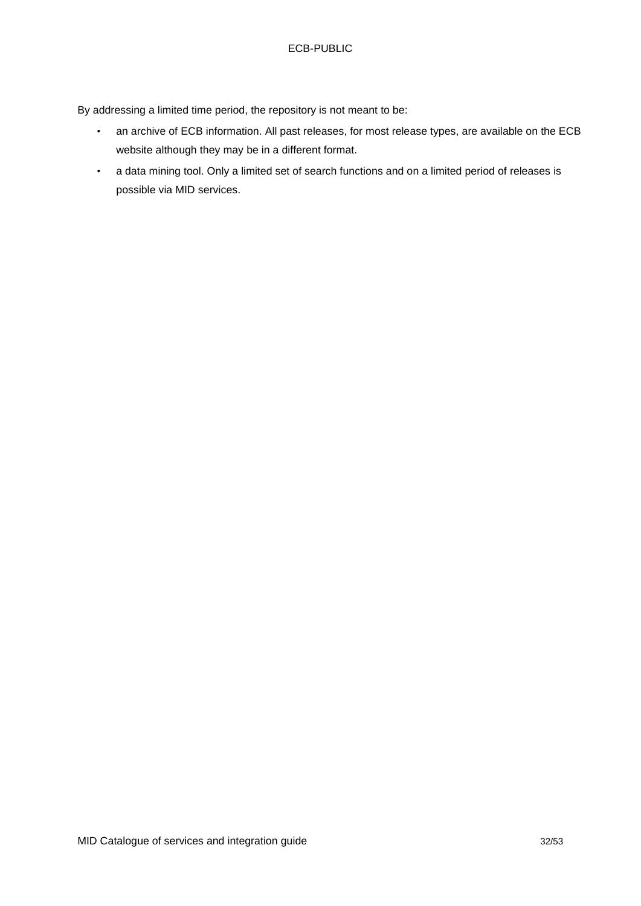By addressing a limited time period, the repository is not meant to be:

- an archive of ECB information. All past releases, for most release types, are available on the ECB website although they may be in a different format.
- a data mining tool. Only a limited set of search functions and on a limited period of releases is possible via MID services.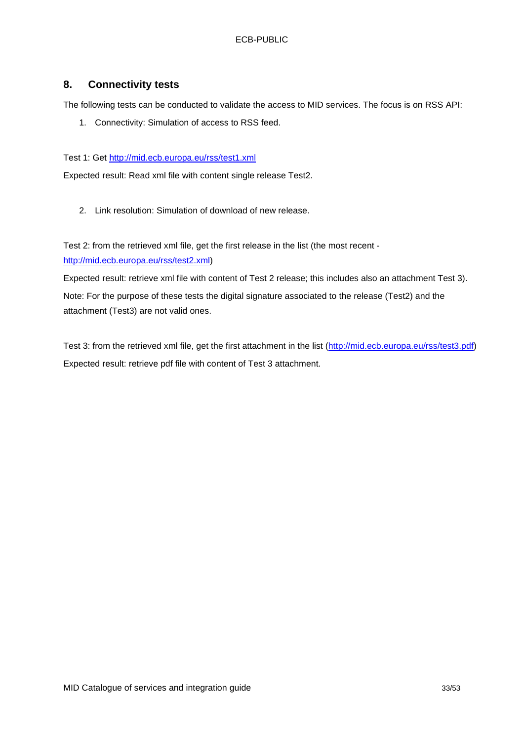## 8. Connectivity tests

The following tests can be conducted to validate the access to MID services. The focus is on RSS API:

1. Connectivity: Simulation of access to RSS feed.

Test 1: Get http://mid.ecb.europa.eu/rss/test1.xml

Expected result: Read xml file with content single release Test2.

2. Link resolution: Simulation of download of new release.

Test 2: from the retrieved xml file, get the first release in the list (the most recent - http://mid.ecb.europa.eu/rss/test2.xml)

Expected result: retrieve xml file with content of Test 2 release; this includes also an attachment Test 3).

Note: For the purpose of these tests the digital signature associated to the release (Test2) and the attachment (Test3) are not valid ones.

Test 3: from the retrieved xml file, get the first attachment in the list (http://mid.ecb.europa.eu/rss/test3.pdf)

Expected result: retrieve pdf file with content of Test 3 attachment.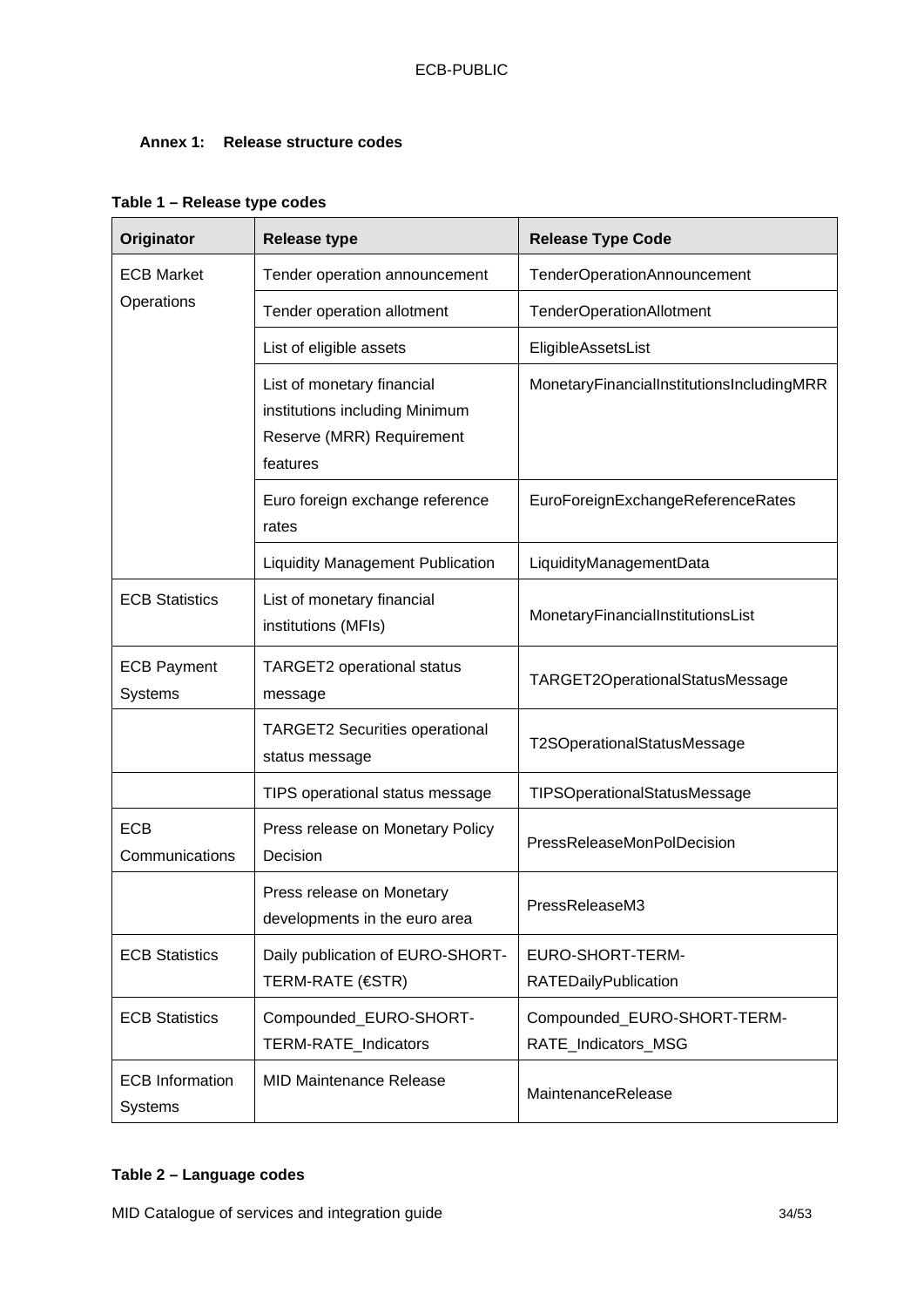### Annex 1: Release structure codes

**Table 1 – Release type codes**

| Originator | Release type | Release Type Code |
|---|---|---|
| ECB Market Operations | Tender operation announcement | TenderOperationAnnouncement |
| | Tender operation allotment | TenderOperationAllotment |
| | List of eligible assets | EligibleAssetsList |
| | List of monetary financial institutions including Minimum Reserve (MRR) Requirement features | MonetaryFinancialInstitutionsIncludingMRR |
| | Euro foreign exchange reference rates | EuroForeignExchangeReferenceRates |
| | Liquidity Management Publication | LiquidityManagementData |
| ECB Statistics | List of monetary financial institutions (MFIs) | MonetaryFinancialInstitutionsList |
| ECB Payment Systems | TARGET2 operational status message | TARGET2OperationalStatusMessage |
| | TARGET2 Securities operational status message | T2SOperationalStatusMessage |
| | TIPS operational status message | TIPSOperationalStatusMessage |
| ECB Communications | Press release on Monetary Policy Decision | PressReleaseMonPolDecision |
| | Press release on Monetary developments in the euro area | PressReleaseM3 |
| ECB Statistics | Daily publication of EURO-SHORT-TERM-RATE (€STR) | EURO-SHORT-TERM-RATEDailyPublication |
| ECB Statistics | Compounded_EURO-SHORT-TERM-RATE_Indicators | Compounded_EURO-SHORT-TERM-RATE_Indicators_MSG |
| ECB Information Systems | MID Maintenance Release | MaintenanceRelease |

**Table 2 – Language codes**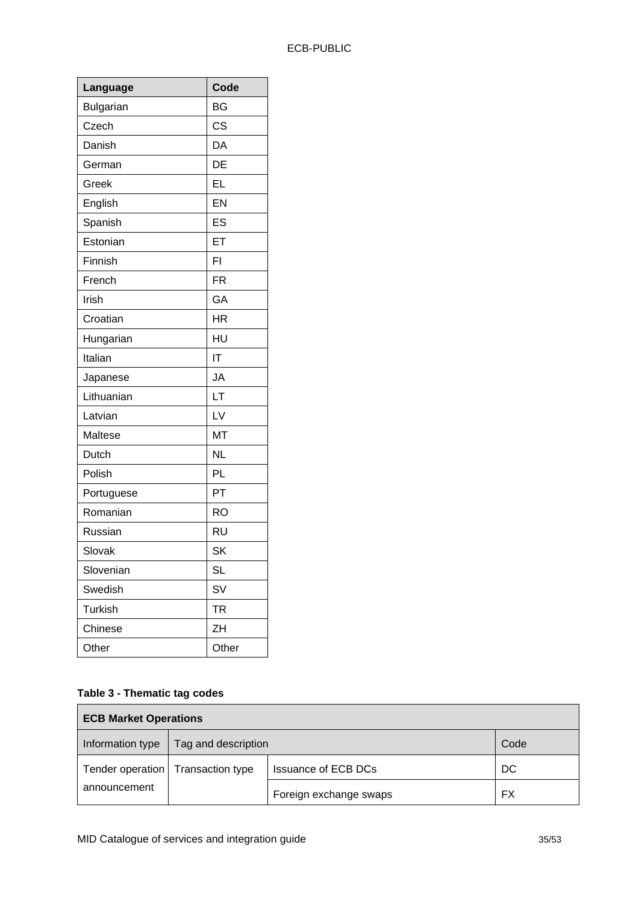| Language | Code |
| --- | --- |
| Bulgarian | BG |
| Czech | CS |
| Danish | DA |
| German | DE |
| Greek | EL |
| English | EN |
| Spanish | ES |
| Estonian | ET |
| Finnish | FI |
| French | FR |
| Irish | GA |
| Croatian | HR |
| Hungarian | HU |
| Italian | IT |
| Japanese | JA |
| Lithuanian | LT |
| Latvian | LV |
| Maltese | MT |
| Dutch | NL |
| Polish | PL |
| Portuguese | PT |
| Romanian | RO |
| Russian | RU |
| Slovak | SK |
| Slovenian | SL |
| Swedish | SV |
| Turkish | TR |
| Chinese | ZH |
| Other | Other |

**Table 3 - Thematic tag codes**

| **ECB Market Operations** | | | |
| --- | --- | --- | --- |
| Information type | Tag and description | | Code |
| Tender operation announcement | Transaction type | Issuance of ECB DCs | DC |
| | | Foreign exchange swaps | FX |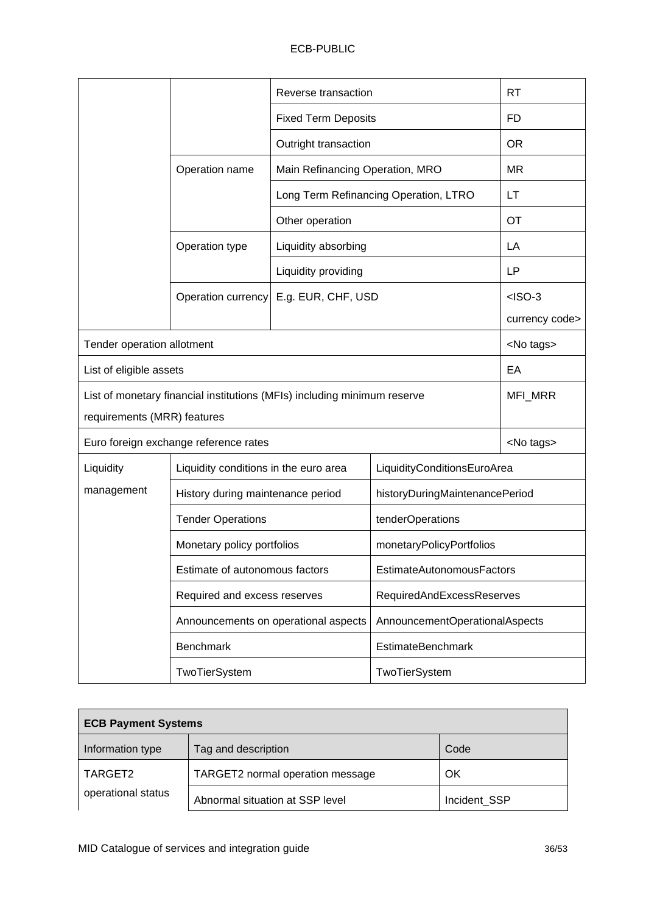| | | | | |
|---|---|---|---|---|
| | | Reverse transaction | | RT |
| | | Fixed Term Deposits | | FD |
| | | Outright transaction | | OR |
| | Operation name | Main Refinancing Operation, MRO | | MR |
| | | Long Term Refinancing Operation, LTRO | | LT |
| | | Other operation | | OT |
| | Operation type | Liquidity absorbing | | LA |
| | | Liquidity providing | | LP |
| | Operation currency | E.g. EUR, CHF, USD | | <ISO-3 currency code> |
| Tender operation allotment | | | | <No tags> |
| List of eligible assets | | | | EA |
| List of monetary financial institutions (MFIs) including minimum reserve requirements (MRR) features | | | | MFI_MRR |
| Euro foreign exchange reference rates | | | | <No tags> |
| Liquidity management | Liquidity conditions in the euro area | | LiquidityConditionsEuroArea | |
| | History during maintenance period | | historyDuringMaintenancePeriod | |
| | Tender Operations | | tenderOperations | |
| | Monetary policy portfolios | | monetaryPolicyPortfolios | |
| | Estimate of autonomous factors | | EstimateAutonomousFactors | |
| | Required and excess reserves | | RequiredAndExcessReserves | |
| | Announcements on operational aspects | | AnnouncementOperationalAspects | |
| | Benchmark | | EstimateBenchmark | |
| | TwoTierSystem | | TwoTierSystem | |

| **ECB Payment Systems** | | |
|---|---|---|
| Information type | Tag and description | Code |
| TARGET2 operational status | TARGET2 normal operation message | OK |
| | Abnormal situation at SSP level | Incident_SSP |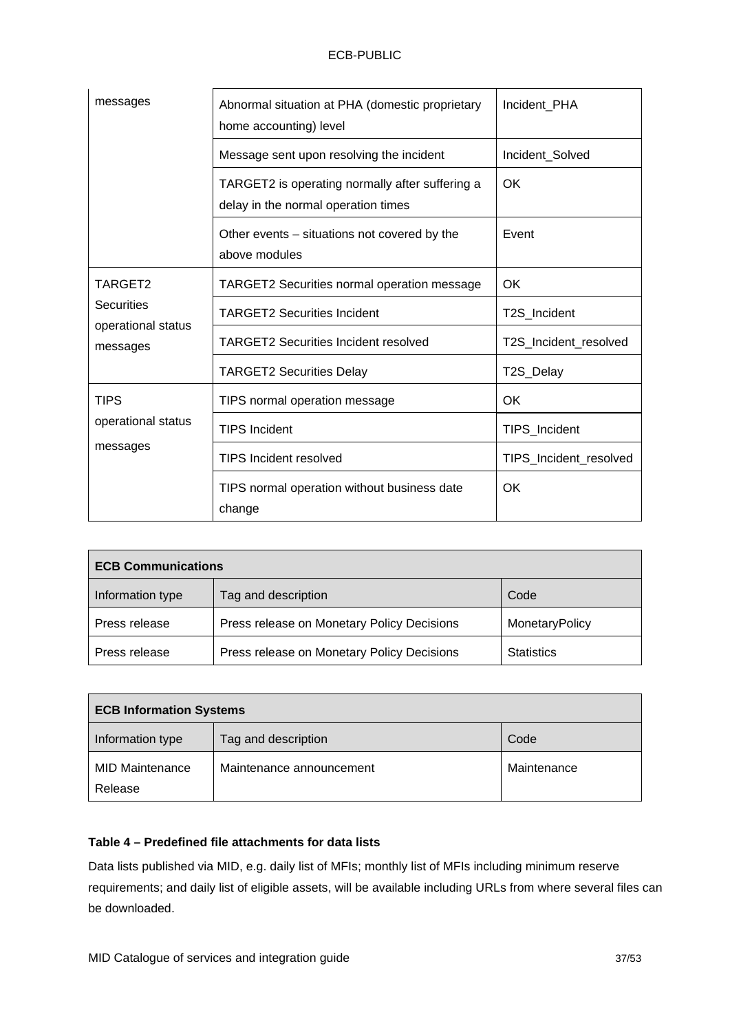| | | |
|---|---|---|
| messages | Abnormal situation at PHA (domestic proprietary home accounting) level | Incident_PHA |
| | Message sent upon resolving the incident | Incident_Solved |
| | TARGET2 is operating normally after suffering a delay in the normal operation times | OK |
| | Other events – situations not covered by the above modules | Event |
| TARGET2 Securities operational status messages | TARGET2 Securities normal operation message | OK |
| | TARGET2 Securities Incident | T2S_Incident |
| | TARGET2 Securities Incident resolved | T2S_Incident_resolved |
| | TARGET2 Securities Delay | T2S_Delay |
| TIPS operational status messages | TIPS normal operation message | OK |
| | TIPS Incident | TIPS_Incident |
| | TIPS Incident resolved | TIPS_Incident_resolved |
| | TIPS normal operation without business date change | OK |

| **ECB Communications** | | |
|---|---|---|
| Information type | Tag and description | Code |
| Press release | Press release on Monetary Policy Decisions | MonetaryPolicy |
| Press release | Press release on Monetary Policy Decisions | Statistics |

| **ECB Information Systems** | | |
|---|---|---|
| Information type | Tag and description | Code |
| MID Maintenance Release | Maintenance announcement | Maintenance |

**Table 4 – Predefined file attachments for data lists**

Data lists published via MID, e.g. daily list of MFIs; monthly list of MFIs including minimum reserve requirements; and daily list of eligible assets, will be available including URLs from where several files can be downloaded.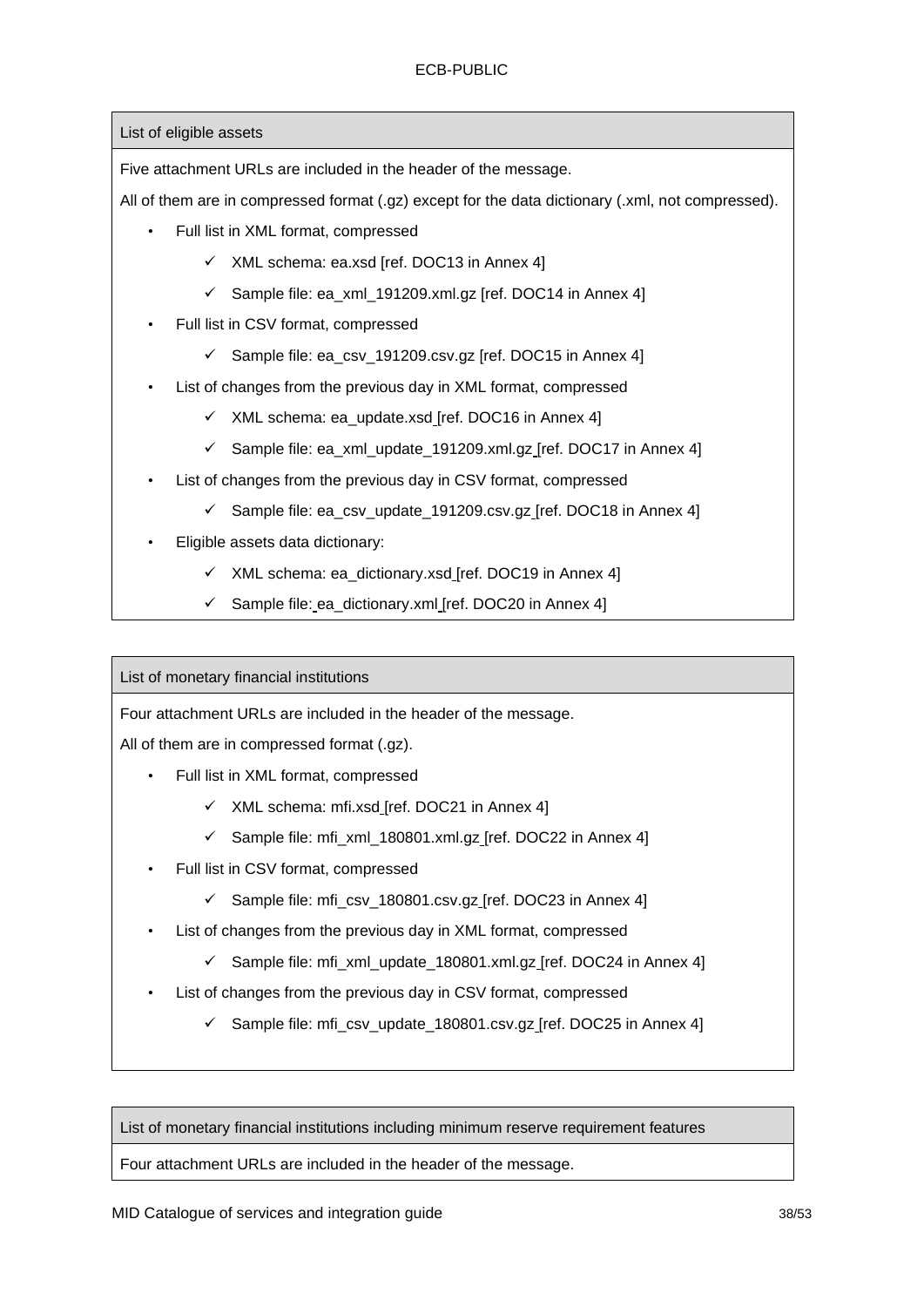| List of eligible assets |
| --- |
| Five attachment URLs are included in the header of the message.<br><br>All of them are in compressed format (.gz) except for the data dictionary (.xml, not compressed).<br><br>• Full list in XML format, compressed<br>&nbsp;&nbsp;&nbsp;&nbsp;✓ XML schema: ea.xsd [ref. DOC13 in Annex 4]<br>&nbsp;&nbsp;&nbsp;&nbsp;✓ Sample file: ea_xml_191209.xml.gz [ref. DOC14 in Annex 4]<br>• Full list in CSV format, compressed<br>&nbsp;&nbsp;&nbsp;&nbsp;✓ Sample file: ea_csv_191209.csv.gz [ref. DOC15 in Annex 4]<br>• List of changes from the previous day in XML format, compressed<br>&nbsp;&nbsp;&nbsp;&nbsp;✓ XML schema: ea_update.xsd [ref. DOC16 in Annex 4]<br>&nbsp;&nbsp;&nbsp;&nbsp;✓ Sample file: ea_xml_update_191209.xml.gz [ref. DOC17 in Annex 4]<br>• List of changes from the previous day in CSV format, compressed<br>&nbsp;&nbsp;&nbsp;&nbsp;✓ Sample file: ea_csv_update_191209.csv.gz [ref. DOC18 in Annex 4]<br>• Eligible assets data dictionary:<br>&nbsp;&nbsp;&nbsp;&nbsp;✓ XML schema: ea_dictionary.xsd [ref. DOC19 in Annex 4]<br>&nbsp;&nbsp;&nbsp;&nbsp;✓ Sample file: ea_dictionary.xml [ref. DOC20 in Annex 4] |

| List of monetary financial institutions |
| --- |
| Four attachment URLs are included in the header of the message.<br><br>All of them are in compressed format (.gz).<br><br>• Full list in XML format, compressed<br>&nbsp;&nbsp;&nbsp;&nbsp;✓ XML schema: mfi.xsd [ref. DOC21 in Annex 4]<br>&nbsp;&nbsp;&nbsp;&nbsp;✓ Sample file: mfi_xml_180801.xml.gz [ref. DOC22 in Annex 4]<br>• Full list in CSV format, compressed<br>&nbsp;&nbsp;&nbsp;&nbsp;✓ Sample file: mfi_csv_180801.csv.gz [ref. DOC23 in Annex 4]<br>• List of changes from the previous day in XML format, compressed<br>&nbsp;&nbsp;&nbsp;&nbsp;✓ Sample file: mfi_xml_update_180801.xml.gz [ref. DOC24 in Annex 4]<br>• List of changes from the previous day in CSV format, compressed<br>&nbsp;&nbsp;&nbsp;&nbsp;✓ Sample file: mfi_csv_update_180801.csv.gz [ref. DOC25 in Annex 4] |

| List of monetary financial institutions including minimum reserve requirement features |
| --- |
| Four attachment URLs are included in the header of the message. |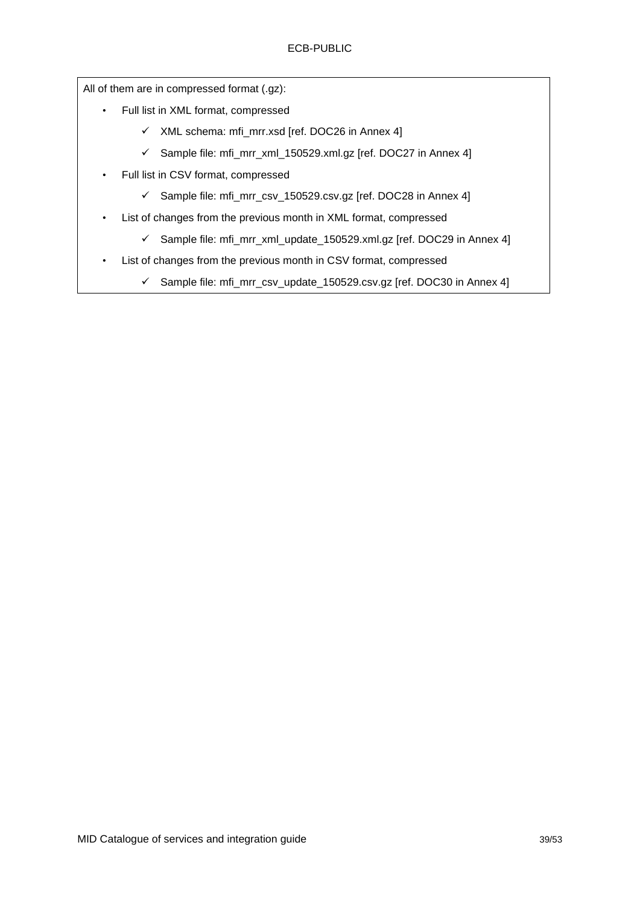All of them are in compressed format (.gz):

- Full list in XML format, compressed
  - ✓ XML schema: mfi_mrr.xsd [ref. DOC26 in Annex 4]
  - ✓ Sample file: mfi_mrr_xml_150529.xml.gz [ref. DOC27 in Annex 4]
- Full list in CSV format, compressed
  - ✓ Sample file: mfi_mrr_csv_150529.csv.gz [ref. DOC28 in Annex 4]
- List of changes from the previous month in XML format, compressed
  - ✓ Sample file: mfi_mrr_xml_update_150529.xml.gz [ref. DOC29 in Annex 4]
- List of changes from the previous month in CSV format, compressed
  - ✓ Sample file: mfi_mrr_csv_update_150529.csv.gz [ref. DOC30 in Annex 4]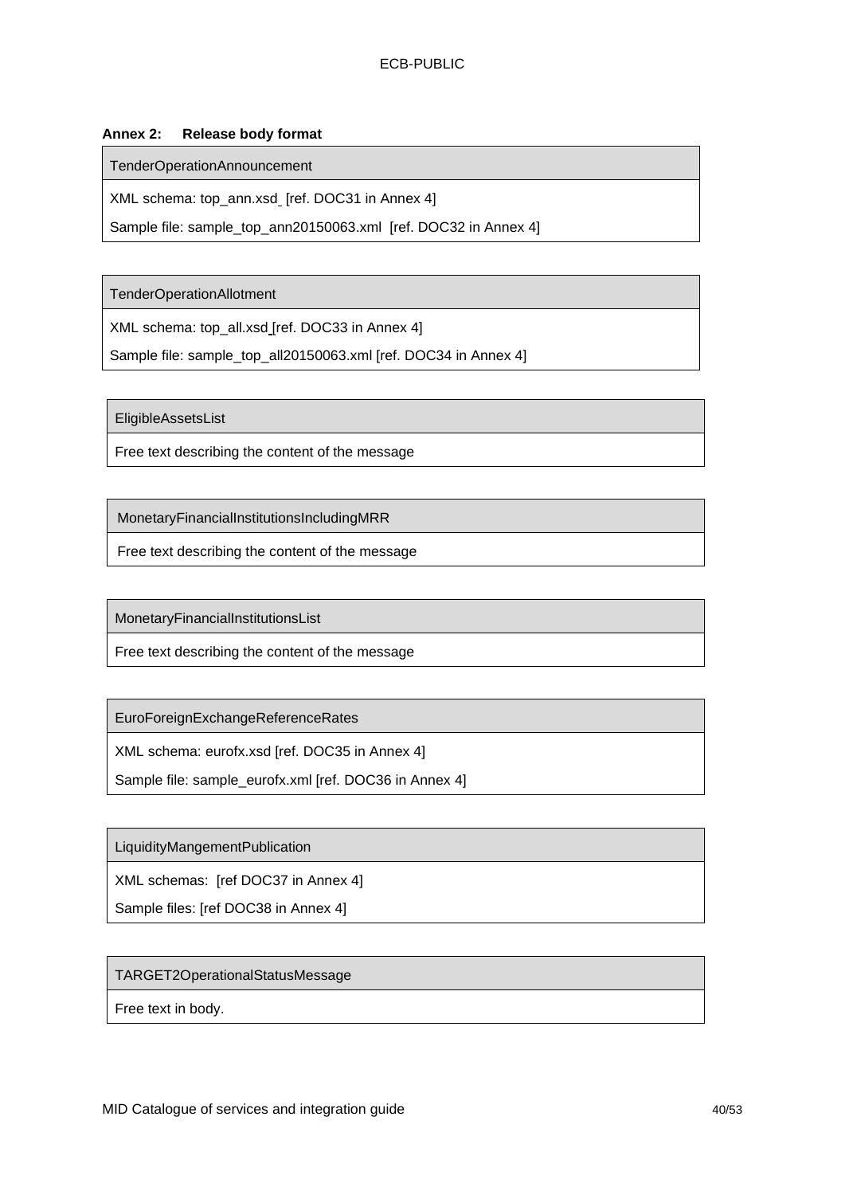**Annex 2: Release body format**

| TenderOperationAnnouncement |
| --- |
| XML schema: top_ann.xsd [ref. DOC31 in Annex 4]<br>Sample file: sample_top_ann20150063.xml [ref. DOC32 in Annex 4] |

| TenderOperationAllotment |
| --- |
| XML schema: top_all.xsd [ref. DOC33 in Annex 4]<br>Sample file: sample_top_all20150063.xml [ref. DOC34 in Annex 4] |

| EligibleAssetsList |
| --- |
| Free text describing the content of the message |

| MonetaryFinancialInstitutionsIncludingMRR |
| --- |
| Free text describing the content of the message |

| MonetaryFinancialInstitutionsList |
| --- |
| Free text describing the content of the message |

| EuroForeignExchangeReferenceRates |
| --- |
| XML schema: eurofx.xsd [ref. DOC35 in Annex 4]<br>Sample file: sample_eurofx.xml [ref. DOC36 in Annex 4] |

| LiquidityMangementPublication |
| --- |
| XML schemas: [ref DOC37 in Annex 4]<br>Sample files: [ref DOC38 in Annex 4] |

| TARGET2OperationalStatusMessage |
| --- |
| Free text in body. |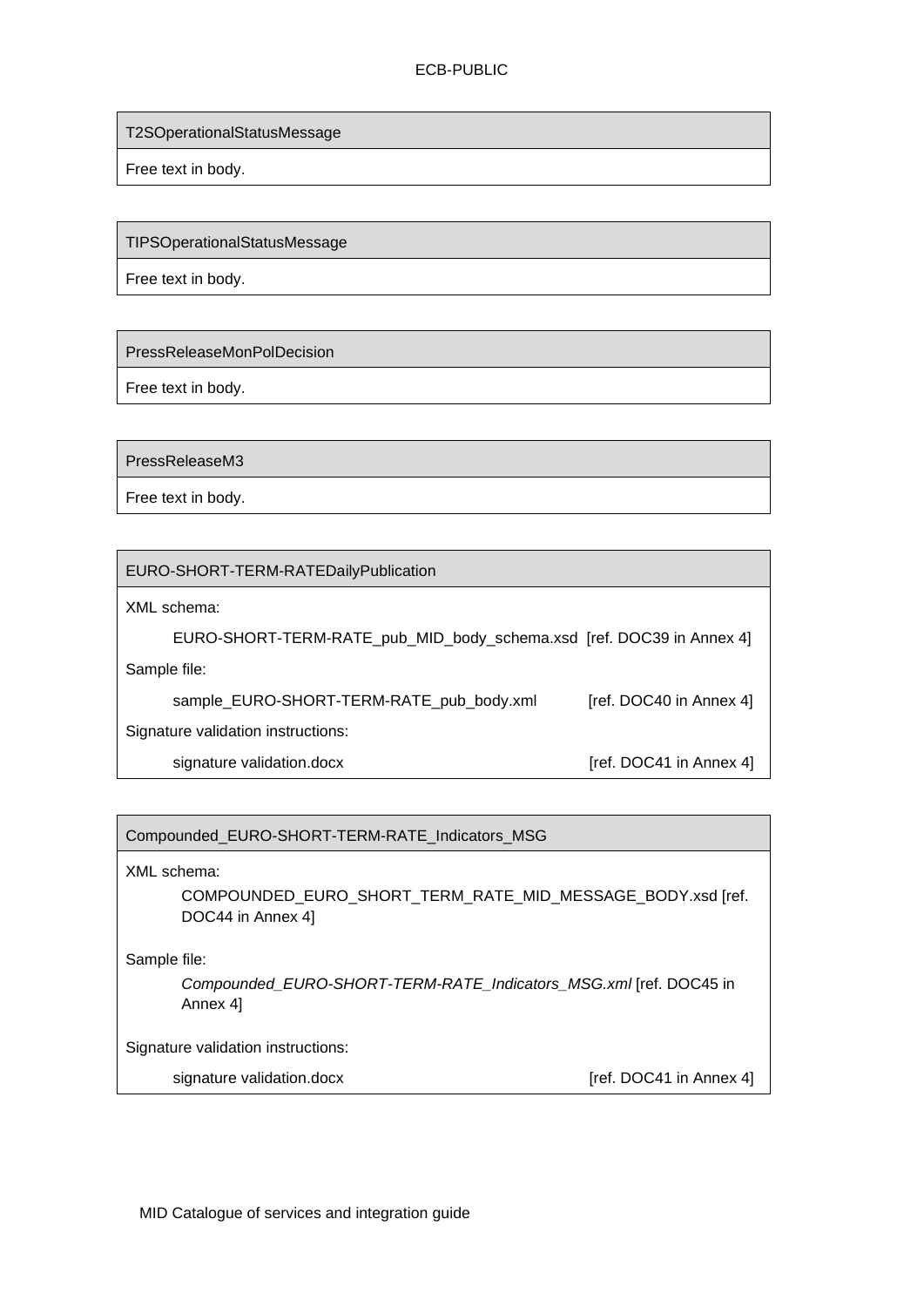| T2SOperationalStatusMessage |
| --- |
| Free text in body. |

| TIPSOperationalStatusMessage |
| --- |
| Free text in body. |

| PressReleaseMonPolDecision |
| --- |
| Free text in body. |

| PressReleaseM3 |
| --- |
| Free text in body. |

| EURO-SHORT-TERM-RATEDailyPublication | |
| --- | --- |
| XML schema: | |
| EURO-SHORT-TERM-RATE_pub_MID_body_schema.xsd | [ref. DOC39 in Annex 4] |
| Sample file: | |
| sample_EURO-SHORT-TERM-RATE_pub_body.xml | [ref. DOC40 in Annex 4] |
| Signature validation instructions: | |
| signature validation.docx | [ref. DOC41 in Annex 4] |

| Compounded_EURO-SHORT-TERM-RATE_Indicators_MSG | |
| --- | --- |
| XML schema: | |
| COMPOUNDED_EURO_SHORT_TERM_RATE_MID_MESSAGE_BODY.xsd [ref. DOC44 in Annex 4] | |
| Sample file: | |
| *Compounded_EURO-SHORT-TERM-RATE_Indicators_MSG.xml* [ref. DOC45 in Annex 4] | |
| Signature validation instructions: | |
| signature validation.docx | [ref. DOC41 in Annex 4] |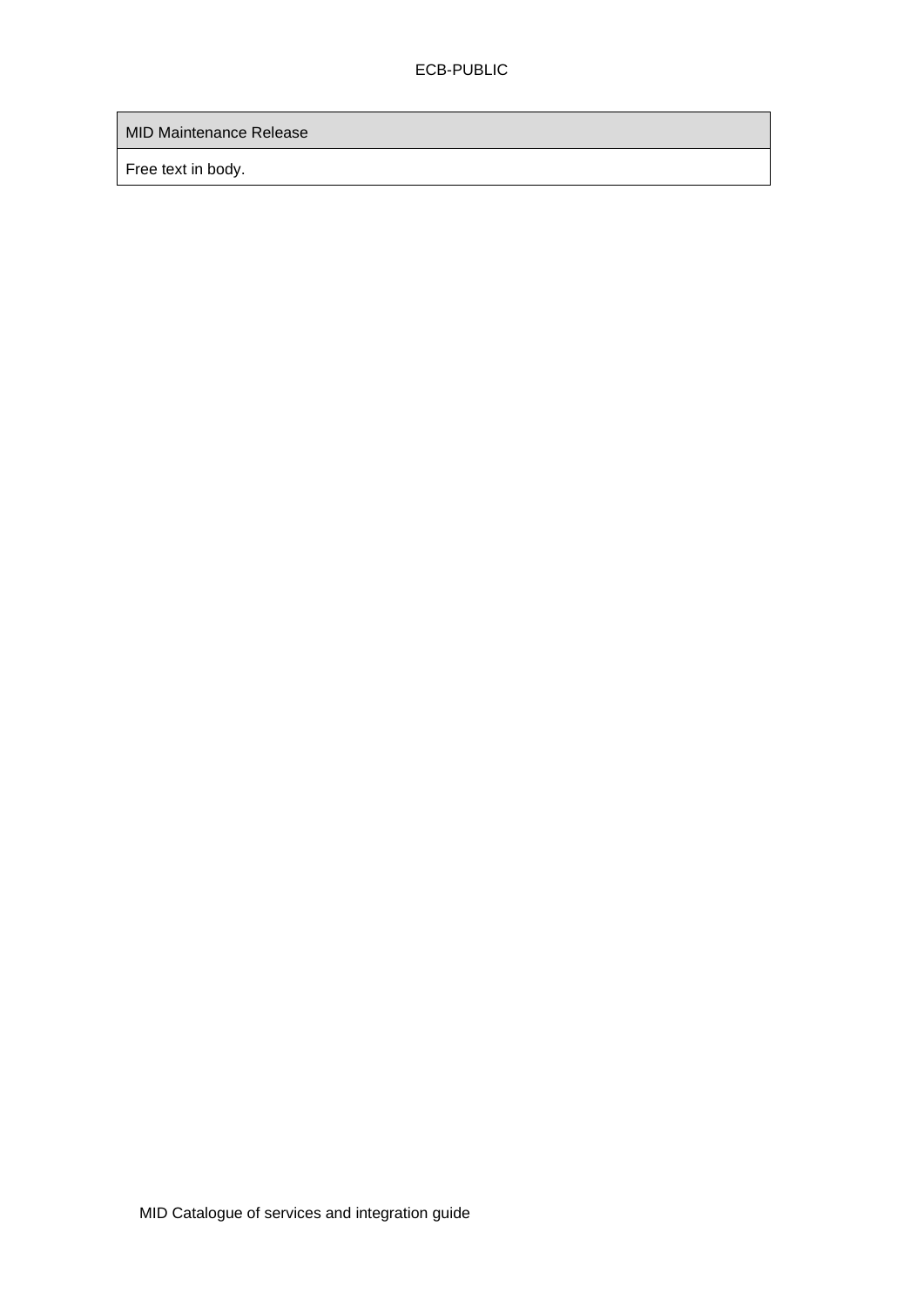| MID Maintenance Release |
| --- |
| Free text in body. |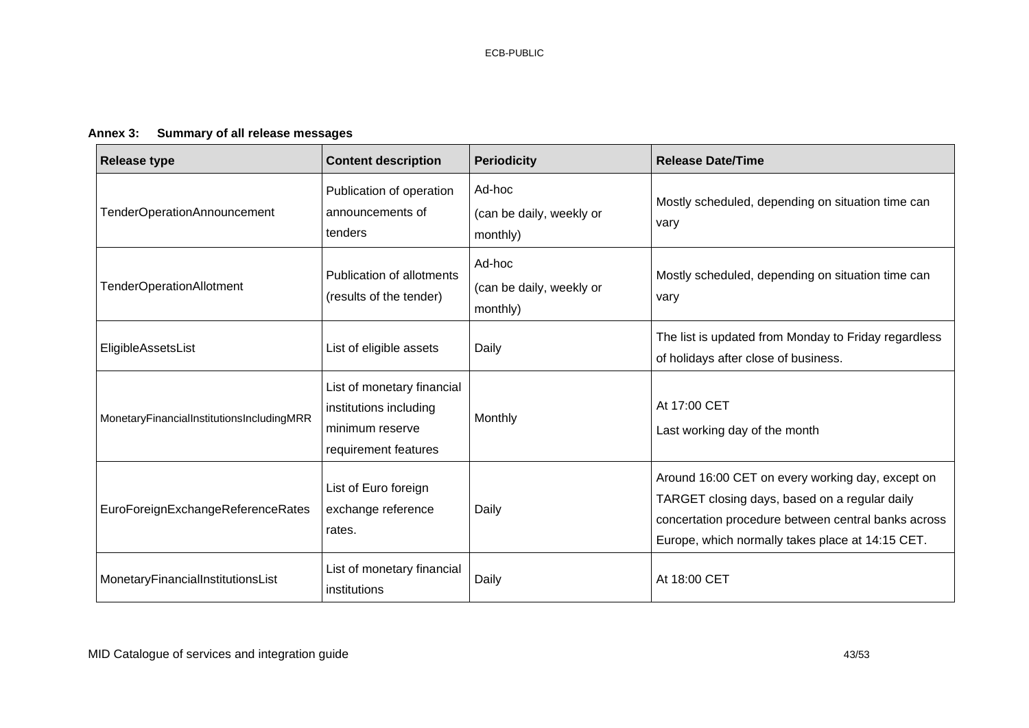**Annex 3: Summary of all release messages**

| Release type | Content description | Periodicity | Release Date/Time |
|---|---|---|---|
| TenderOperationAnnouncement | Publication of operation announcements of tenders | Ad-hoc (can be daily, weekly or monthly) | Mostly scheduled, depending on situation time can vary |
| TenderOperationAllotment | Publication of allotments (results of the tender) | Ad-hoc (can be daily, weekly or monthly) | Mostly scheduled, depending on situation time can vary |
| EligibleAssetsList | List of eligible assets | Daily | The list is updated from Monday to Friday regardless of holidays after close of business. |
| MonetaryFinancialInstitutionsIncludingMRR | List of monetary financial institutions including minimum reserve requirement features | Monthly | At 17:00 CET<br>Last working day of the month |
| EuroForeignExchangeReferenceRates | List of Euro foreign exchange reference rates. | Daily | Around 16:00 CET on every working day, except on TARGET closing days, based on a regular daily concertation procedure between central banks across Europe, which normally takes place at 14:15 CET. |
| MonetaryFinancialInstitutionsList | List of monetary financial institutions | Daily | At 18:00 CET |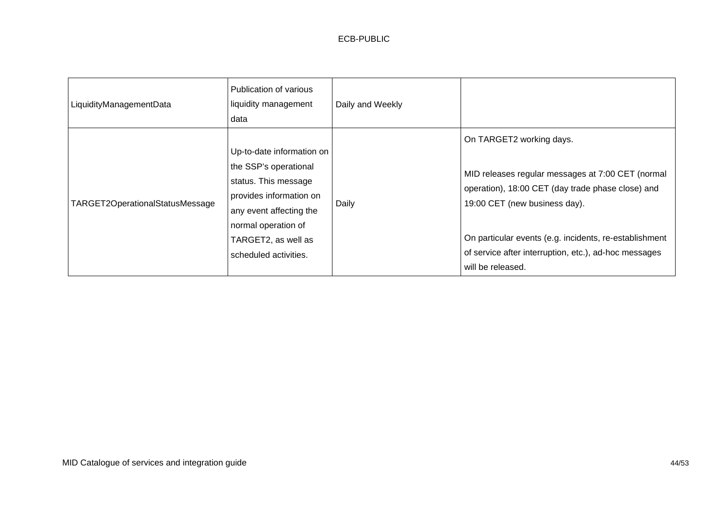| | | | |
|---|---|---|---|
| LiquidityManagementData | Publication of various liquidity management data | Daily and Weekly | |
| TARGET2OperationalStatusMessage | Up-to-date information on the SSP's operational status. This message provides information on any event affecting the normal operation of TARGET2, as well as scheduled activities. | Daily | On TARGET2 working days.<br><br>MID releases regular messages at 7:00 CET (normal operation), 18:00 CET (day trade phase close) and 19:00 CET (new business day).<br><br>On particular events (e.g. incidents, re-establishment of service after interruption, etc.), ad-hoc messages will be released. |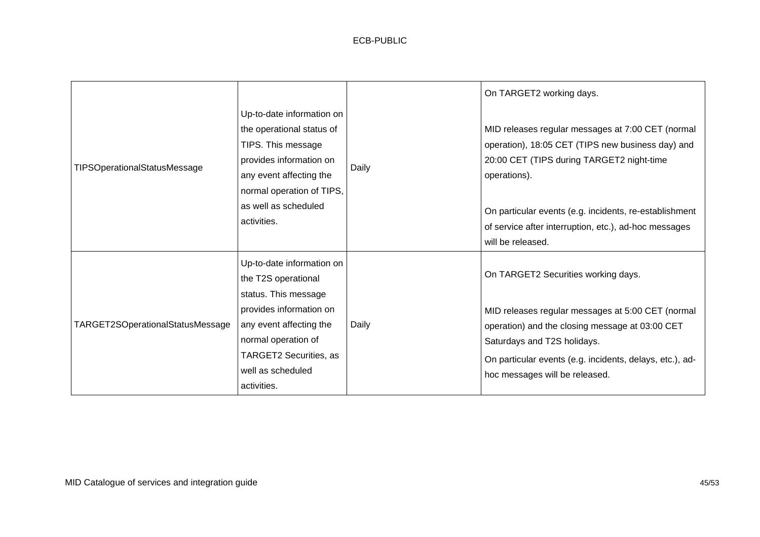| | | | |
|---|---|---|---|
| TIPSOperationalStatusMessage | Up-to-date information on the operational status of TIPS. This message provides information on any event affecting the normal operation of TIPS, as well as scheduled activities. | Daily | On TARGET2 working days.<br><br>MID releases regular messages at 7:00 CET (normal operation), 18:05 CET (TIPS new business day) and 20:00 CET (TIPS during TARGET2 night-time operations).<br><br>On particular events (e.g. incidents, re-establishment of service after interruption, etc.), ad-hoc messages will be released. |
| TARGET2SOperationalStatusMessage | Up-to-date information on the T2S operational status. This message provides information on any event affecting the normal operation of TARGET2 Securities, as well as scheduled activities. | Daily | On TARGET2 Securities working days.<br><br>MID releases regular messages at 5:00 CET (normal operation) and the closing message at 03:00 CET Saturdays and T2S holidays.<br>On particular events (e.g. incidents, delays, etc.), ad-hoc messages will be released. |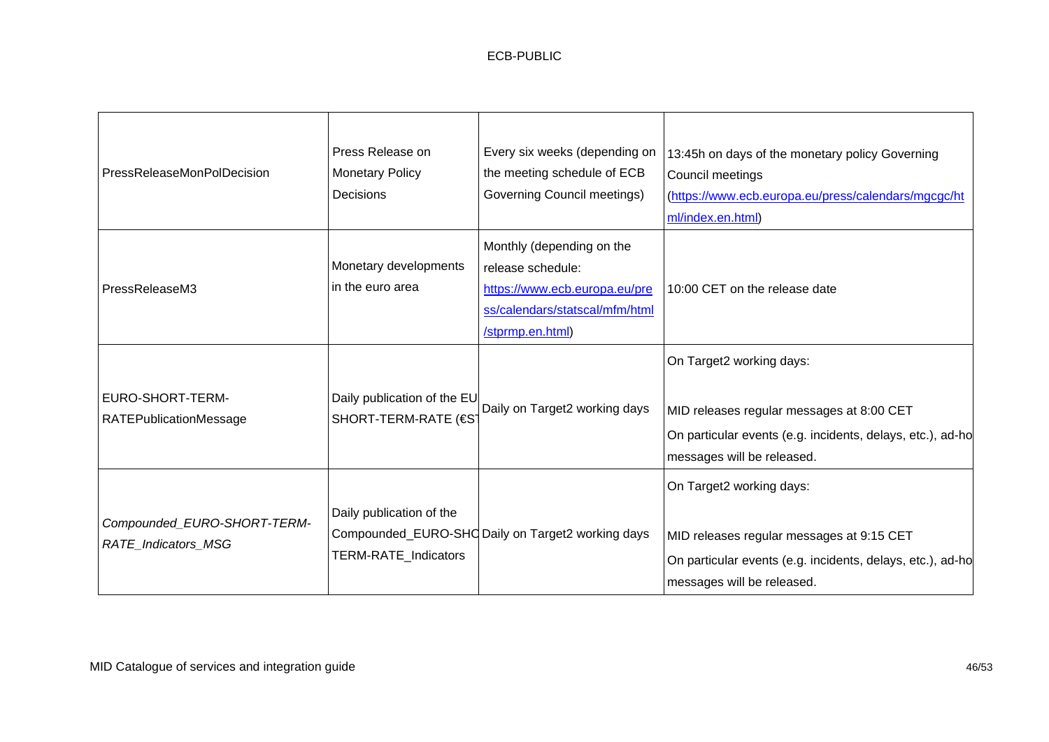| | | | |
|---|---|---|---|
| PressReleaseMonPolDecision | Press Release on Monetary Policy Decisions | Every six weeks (depending on the meeting schedule of ECB Governing Council meetings) | 13:45h on days of the monetary policy Governing Council meetings (https://www.ecb.europa.eu/press/calendars/mgcgc/html/index.en.html) |
| PressReleaseM3 | Monetary developments in the euro area | Monthly (depending on the release schedule: https://www.ecb.europa.eu/press/calendars/statscal/mfm/html/stprmp.en.html) | 10:00 CET on the release date |
| EURO-SHORT-TERM-RATEPublicationMessage | Daily publication of the EU SHORT-TERM-RATE (€ST | Daily on Target2 working days | On Target2 working days:<br><br>MID releases regular messages at 8:00 CET<br>On particular events (e.g. incidents, delays, etc.), ad-ho messages will be released. |
| *Compounded_EURO-SHORT-TERM-RATE_Indicators_MSG* | Daily publication of the Compounded_EURO-SHO TERM-RATE_Indicators | Daily on Target2 working days | On Target2 working days:<br><br>MID releases regular messages at 9:15 CET<br>On particular events (e.g. incidents, delays, etc.), ad-ho messages will be released. |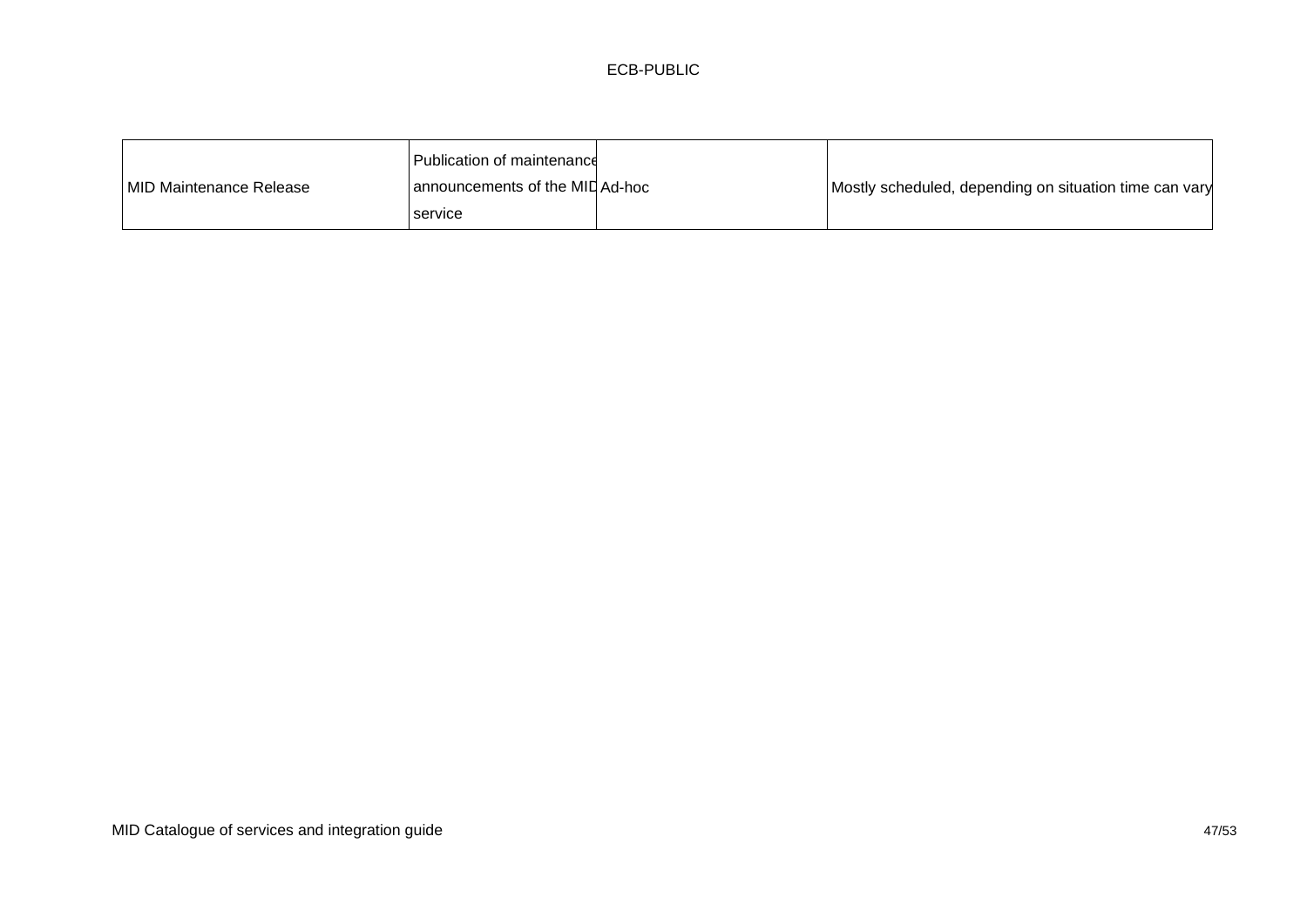| MID Maintenance Release | Publication of maintenance announcements of the MID service | Ad-hoc | Mostly scheduled, depending on situation time can vary |
|---|---|---|---|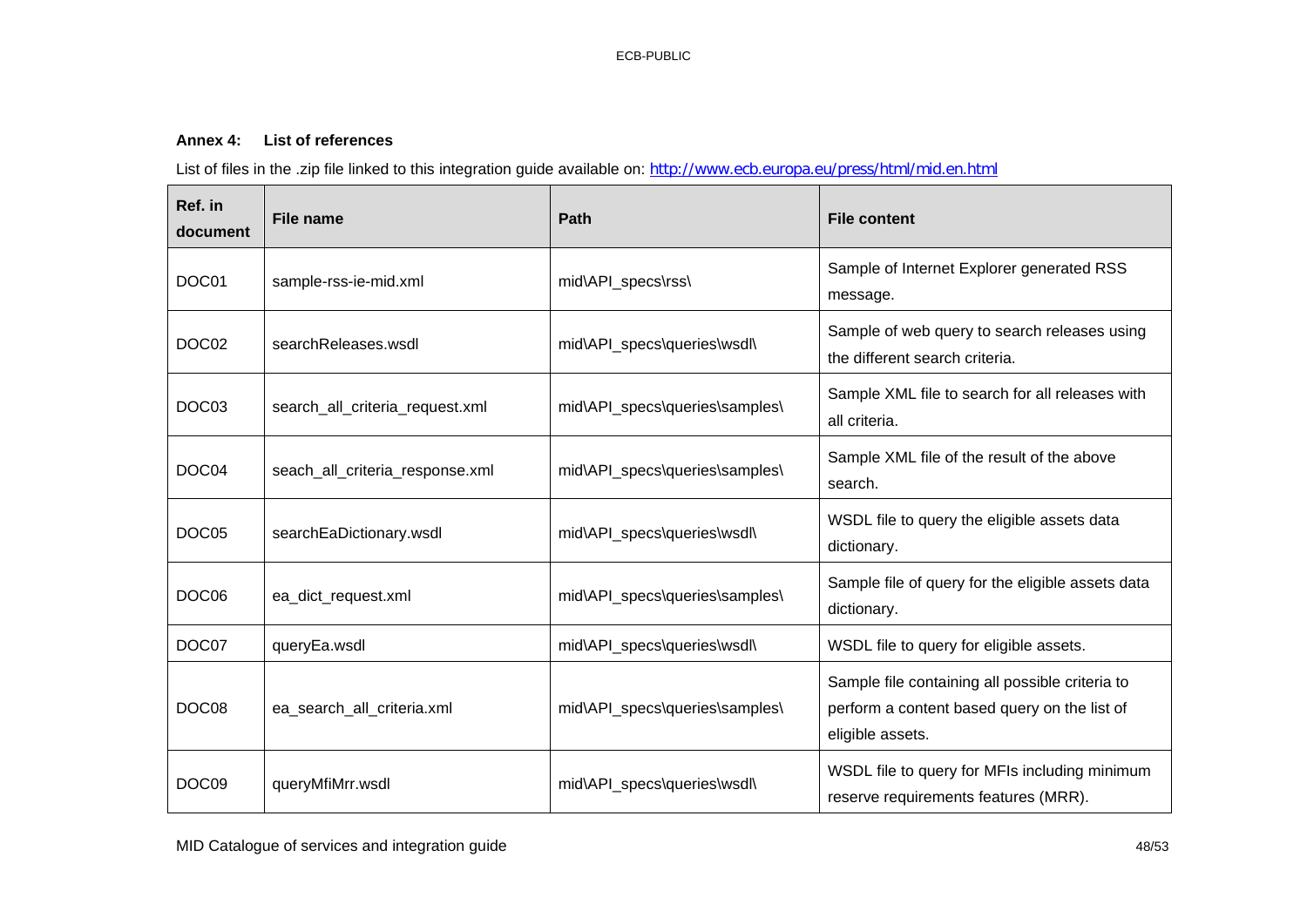## Annex 4: List of references

List of files in the .zip file linked to this integration guide available on: http://www.ecb.europa.eu/press/html/mid.en.html

| Ref. in document | File name | Path | File content |
|---|---|---|---|
| DOC01 | sample-rss-ie-mid.xml | mid\API_specs\rss\ | Sample of Internet Explorer generated RSS message. |
| DOC02 | searchReleases.wsdl | mid\API_specs\queries\wsdl\ | Sample of web query to search releases using the different search criteria. |
| DOC03 | search_all_criteria_request.xml | mid\API_specs\queries\samples\ | Sample XML file to search for all releases with all criteria. |
| DOC04 | seach_all_criteria_response.xml | mid\API_specs\queries\samples\ | Sample XML file of the result of the above search. |
| DOC05 | searchEaDictionary.wsdl | mid\API_specs\queries\wsdl\ | WSDL file to query the eligible assets data dictionary. |
| DOC06 | ea_dict_request.xml | mid\API_specs\queries\samples\ | Sample file of query for the eligible assets data dictionary. |
| DOC07 | queryEa.wsdl | mid\API_specs\queries\wsdl\ | WSDL file to query for eligible assets. |
| DOC08 | ea_search_all_criteria.xml | mid\API_specs\queries\samples\ | Sample file containing all possible criteria to perform a content based query on the list of eligible assets. |
| DOC09 | queryMfiMrr.wsdl | mid\API_specs\queries\wsdl\ | WSDL file to query for MFIs including minimum reserve requirements features (MRR). |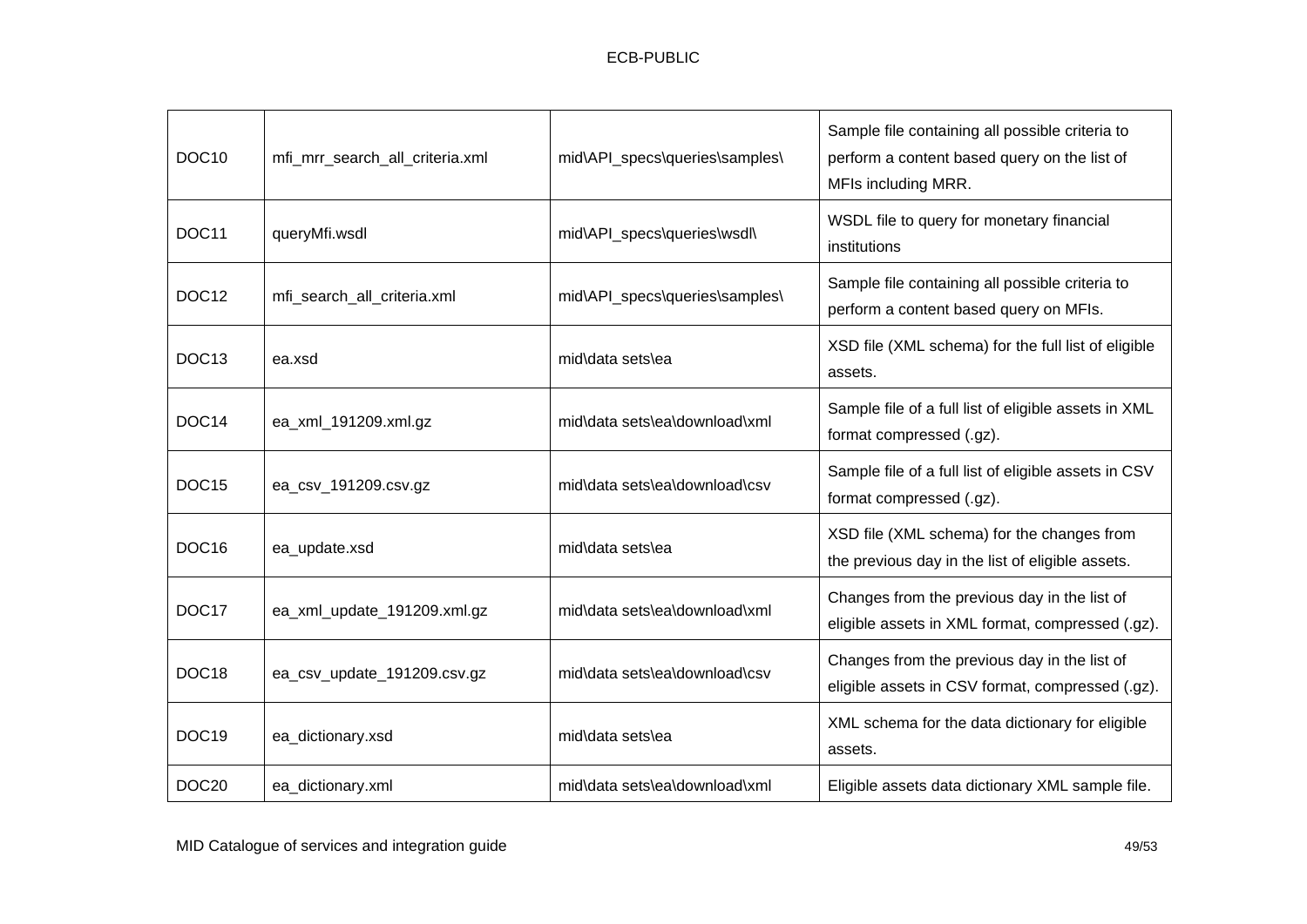| DOC10 | mfi_mrr_search_all_criteria.xml | mid\API_specs\queries\samples\ | Sample file containing all possible criteria to perform a content based query on the list of MFIs including MRR. |
|---|---|---|---|
| DOC11 | queryMfi.wsdl | mid\API_specs\queries\wsdl\ | WSDL file to query for monetary financial institutions |
| DOC12 | mfi_search_all_criteria.xml | mid\API_specs\queries\samples\ | Sample file containing all possible criteria to perform a content based query on MFIs. |
| DOC13 | ea.xsd | mid\data sets\ea | XSD file (XML schema) for the full list of eligible assets. |
| DOC14 | ea_xml_191209.xml.gz | mid\data sets\ea\download\xml | Sample file of a full list of eligible assets in XML format compressed (.gz). |
| DOC15 | ea_csv_191209.csv.gz | mid\data sets\ea\download\csv | Sample file of a full list of eligible assets in CSV format compressed (.gz). |
| DOC16 | ea_update.xsd | mid\data sets\ea | XSD file (XML schema) for the changes from the previous day in the list of eligible assets. |
| DOC17 | ea_xml_update_191209.xml.gz | mid\data sets\ea\download\xml | Changes from the previous day in the list of eligible assets in XML format, compressed (.gz). |
| DOC18 | ea_csv_update_191209.csv.gz | mid\data sets\ea\download\csv | Changes from the previous day in the list of eligible assets in CSV format, compressed (.gz). |
| DOC19 | ea_dictionary.xsd | mid\data sets\ea | XML schema for the data dictionary for eligible assets. |
| DOC20 | ea_dictionary.xml | mid\data sets\ea\download\xml | Eligible assets data dictionary XML sample file. |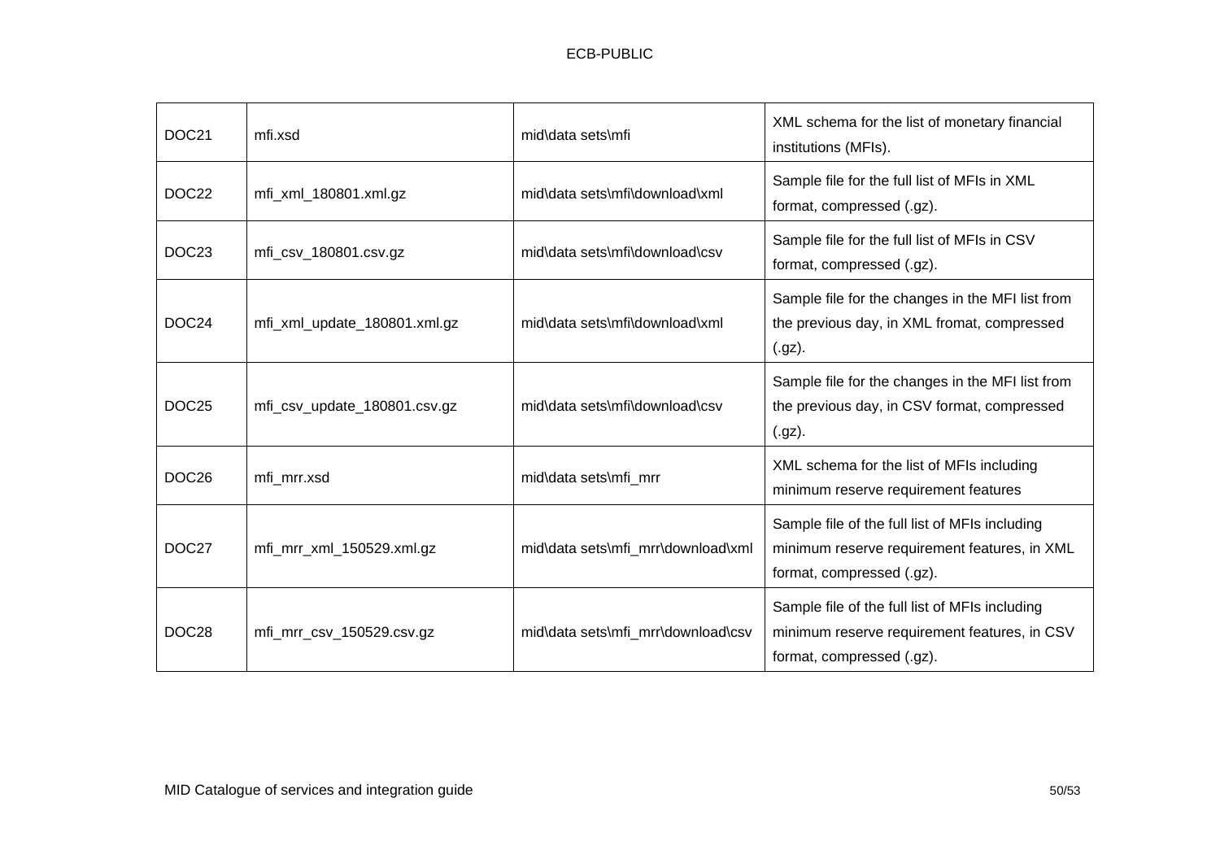| DOC21 | mfi.xsd | mid\data sets\mfi | XML schema for the list of monetary financial institutions (MFIs). |
|---|---|---|---|
| DOC22 | mfi_xml_180801.xml.gz | mid\data sets\mfi\download\xml | Sample file for the full list of MFIs in XML format, compressed (.gz). |
| DOC23 | mfi_csv_180801.csv.gz | mid\data sets\mfi\download\csv | Sample file for the full list of MFIs in CSV format, compressed (.gz). |
| DOC24 | mfi_xml_update_180801.xml.gz | mid\data sets\mfi\download\xml | Sample file for the changes in the MFI list from the previous day, in XML fromat, compressed (.gz). |
| DOC25 | mfi_csv_update_180801.csv.gz | mid\data sets\mfi\download\csv | Sample file for the changes in the MFI list from the previous day, in CSV format, compressed (.gz). |
| DOC26 | mfi_mrr.xsd | mid\data sets\mfi_mrr | XML schema for the list of MFIs including minimum reserve requirement features |
| DOC27 | mfi_mrr_xml_150529.xml.gz | mid\data sets\mfi_mrr\download\xml | Sample file of the full list of MFIs including minimum reserve requirement features, in XML format, compressed (.gz). |
| DOC28 | mfi_mrr_csv_150529.csv.gz | mid\data sets\mfi_mrr\download\csv | Sample file of the full list of MFIs including minimum reserve requirement features, in CSV format, compressed (.gz). |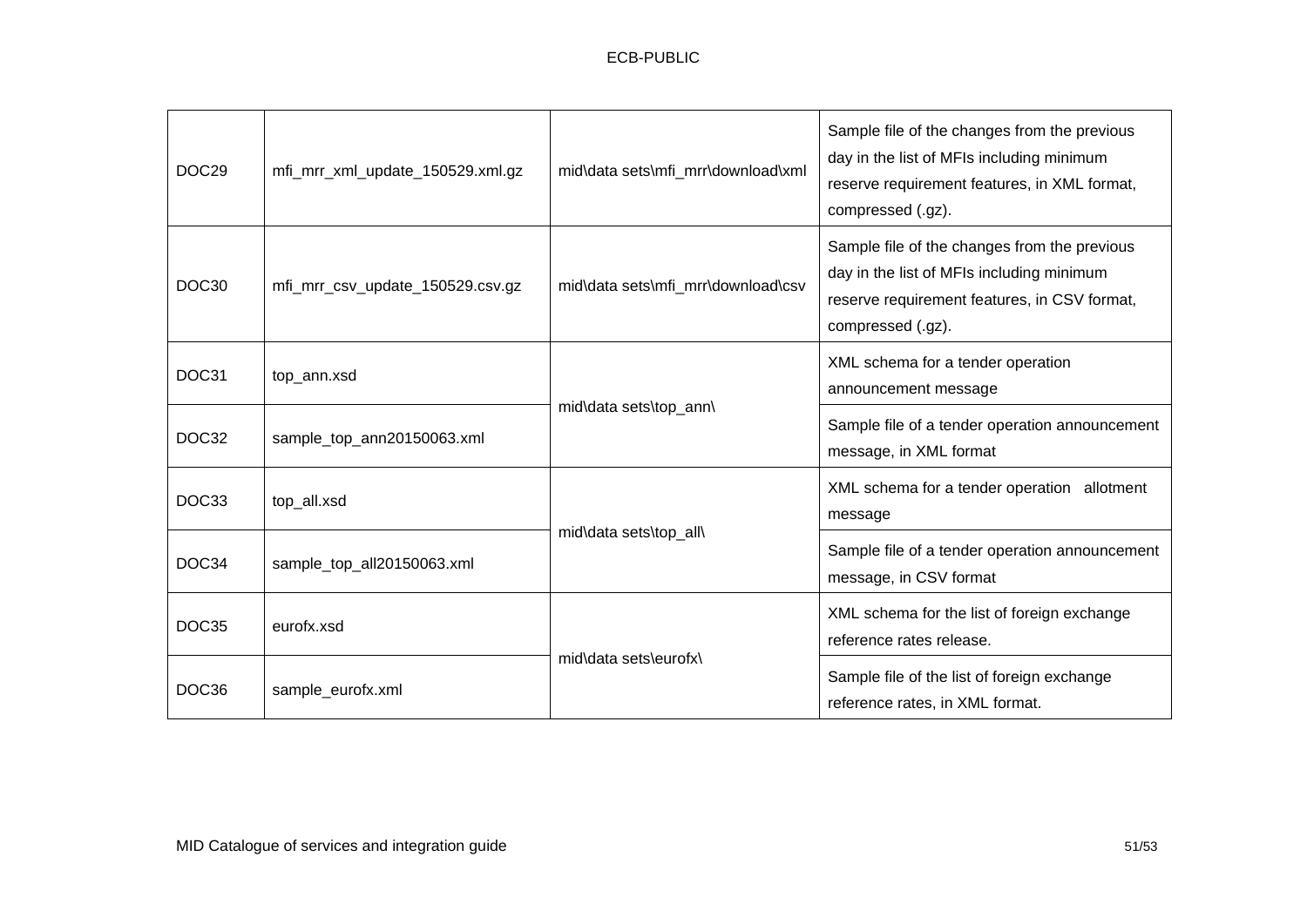| DOC29 | mfi_mrr_xml_update_150529.xml.gz | mid\data sets\mfi_mrr\download\xml | Sample file of the changes from the previous day in the list of MFIs including minimum reserve requirement features, in XML format, compressed (.gz). |
|---|---|---|---|
| DOC30 | mfi_mrr_csv_update_150529.csv.gz | mid\data sets\mfi_mrr\download\csv | Sample file of the changes from the previous day in the list of MFIs including minimum reserve requirement features, in CSV format, compressed (.gz). |
| DOC31 | top_ann.xsd | mid\data sets\top_ann\ | XML schema for a tender operation announcement message |
| DOC32 | sample_top_ann20150063.xml | | Sample file of a tender operation announcement message, in XML format |
| DOC33 | top_all.xsd | mid\data sets\top_all\ | XML schema for a tender operation allotment message |
| DOC34 | sample_top_all20150063.xml | | Sample file of a tender operation announcement message, in CSV format |
| DOC35 | eurofx.xsd | mid\data sets\eurofx\ | XML schema for the list of foreign exchange reference rates release. |
| DOC36 | sample_eurofx.xml | | Sample file of the list of foreign exchange reference rates, in XML format. |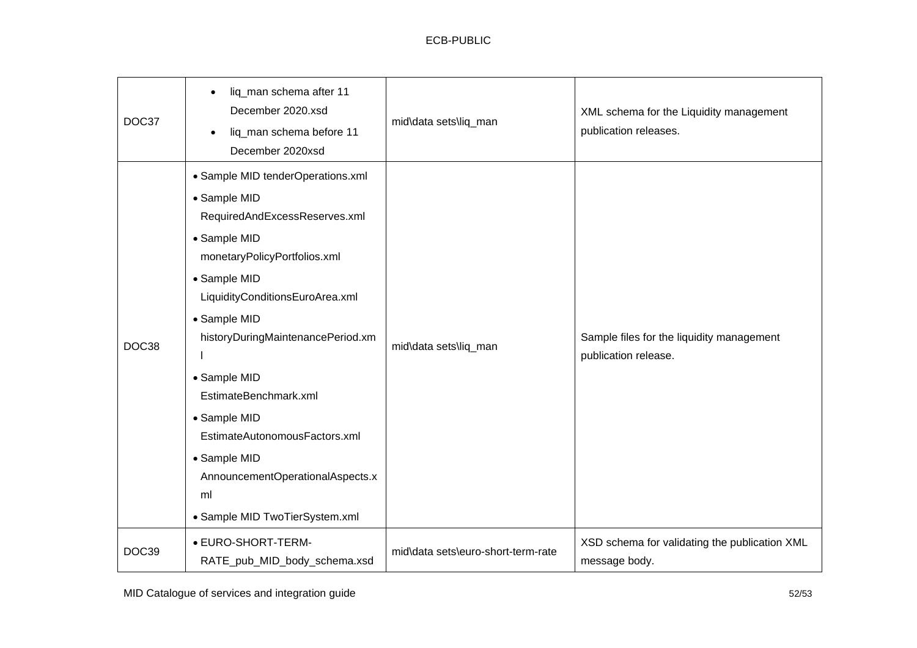| DOC37 | • liq_man schema after 11 December 2020.xsd<br>• liq_man schema before 11 December 2020xsd | mid\data sets\liq_man | XML schema for the Liquidity management publication releases. |
|---|---|---|---|
| DOC38 | • Sample MID tenderOperations.xml<br>• Sample MID RequiredAndExcessReserves.xml<br>• Sample MID monetaryPolicyPortfolios.xml<br>• Sample MID LiquidityConditionsEuroArea.xml<br>• Sample MID historyDuringMaintenancePeriod.xml<br>• Sample MID EstimateBenchmark.xml<br>• Sample MID EstimateAutonomousFactors.xml<br>• Sample MID AnnouncementOperationalAspects.xml<br>• Sample MID TwoTierSystem.xml | mid\data sets\liq_man | Sample files for the liquidity management publication release. |
| DOC39 | • EURO-SHORT-TERM-RATE_pub_MID_body_schema.xsd | mid\data sets\euro-short-term-rate | XSD schema for validating the publication XML message body. |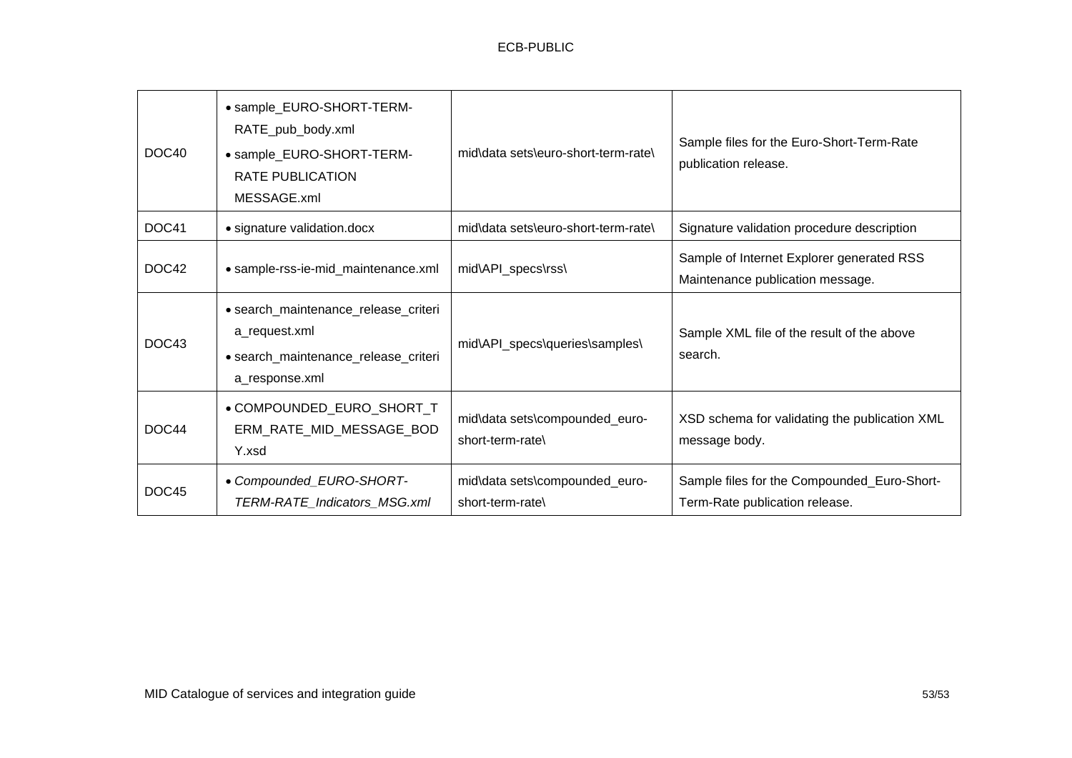| | | | |
|---|---|---|---|
| DOC40 | • sample_EURO-SHORT-TERM-RATE_pub_body.xml<br>• sample_EURO-SHORT-TERM-RATE PUBLICATION MESSAGE.xml | mid\data sets\euro-short-term-rate\ | Sample files for the Euro-Short-Term-Rate publication release. |
| DOC41 | • signature validation.docx | mid\data sets\euro-short-term-rate\ | Signature validation procedure description |
| DOC42 | • sample-rss-ie-mid_maintenance.xml | mid\API_specs\rss\ | Sample of Internet Explorer generated RSS Maintenance publication message. |
| DOC43 | • search_maintenance_release_criteria_request.xml<br>• search_maintenance_release_criteria_response.xml | mid\API_specs\queries\samples\ | Sample XML file of the result of the above search. |
| DOC44 | • COMPOUNDED_EURO_SHORT_TERM_RATE_MID_MESSAGE_BODY.xsd | mid\data sets\compounded_euro-short-term-rate\ | XSD schema for validating the publication XML message body. |
| DOC45 | • *Compounded_EURO-SHORT-TERM-RATE_Indicators_MSG.xml* | mid\data sets\compounded_euro-short-term-rate\ | Sample files for the Compounded_Euro-Short-Term-Rate publication release. |